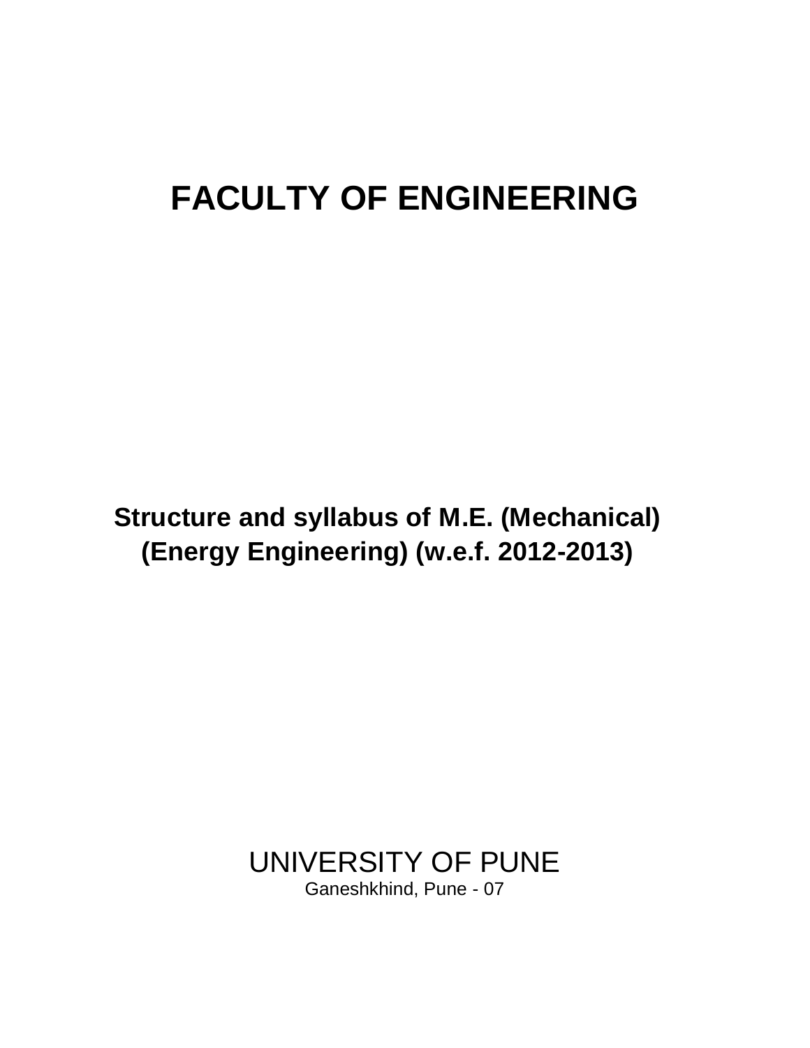# FACULTY OF ENGINEERING

**Structure and syllabus of M.E. (Mechanical) (Energy Engineering) (w.e.f. 2012-2013)**

UNIVERSITY OF PUNE

Ganeshkhind, Pune - 07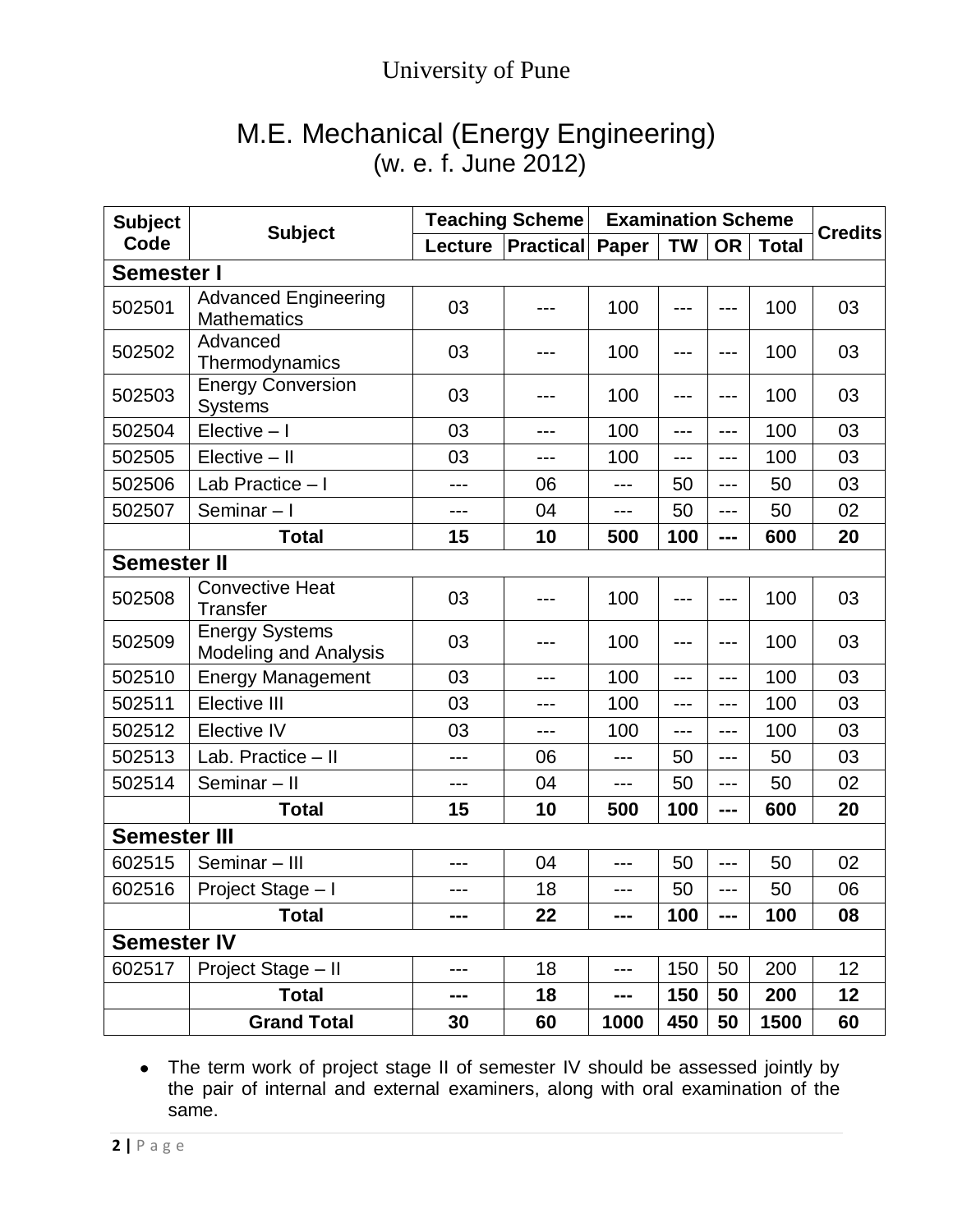# University of Pune

## M.E. Mechanical (Energy Engineering)
(w. e. f. June 2012)

| Subject Code | Subject | Teaching Scheme | | Examination Scheme | | | | Credits |
|---|---|---|---|---|---|---|---|---|
| | | Lecture | Practical | Paper | TW | OR | Total | |
| **Semester I** | | | | | | | | |
| 502501 | Advanced Engineering Mathematics | 03 | --- | 100 | --- | --- | 100 | 03 |
| 502502 | Advanced Thermodynamics | 03 | --- | 100 | --- | --- | 100 | 03 |
| 502503 | Energy Conversion Systems | 03 | --- | 100 | --- | --- | 100 | 03 |
| 502504 | Elective – I | 03 | --- | 100 | --- | --- | 100 | 03 |
| 502505 | Elective – II | 03 | --- | 100 | --- | --- | 100 | 03 |
| 502506 | Lab Practice – I | --- | 06 | --- | 50 | --- | 50 | 03 |
| 502507 | Seminar – I | --- | 04 | --- | 50 | --- | 50 | 02 |
| | **Total** | **15** | **10** | **500** | **100** | **---** | **600** | **20** |
| **Semester II** | | | | | | | | |
| 502508 | Convective Heat Transfer | 03 | --- | 100 | --- | --- | 100 | 03 |
| 502509 | Energy Systems Modeling and Analysis | 03 | --- | 100 | --- | --- | 100 | 03 |
| 502510 | Energy Management | 03 | --- | 100 | --- | --- | 100 | 03 |
| 502511 | Elective III | 03 | --- | 100 | --- | --- | 100 | 03 |
| 502512 | Elective IV | 03 | --- | 100 | --- | --- | 100 | 03 |
| 502513 | Lab. Practice – II | --- | 06 | --- | 50 | --- | 50 | 03 |
| 502514 | Seminar – II | --- | 04 | --- | 50 | --- | 50 | 02 |
| | **Total** | **15** | **10** | **500** | **100** | **---** | **600** | **20** |
| **Semester III** | | | | | | | | |
| 602515 | Seminar – III | --- | 04 | --- | 50 | --- | 50 | 02 |
| 602516 | Project Stage – I | --- | 18 | --- | 50 | --- | 50 | 06 |
| | **Total** | **---** | **22** | **---** | **100** | **---** | **100** | **08** |
| **Semester IV** | | | | | | | | |
| 602517 | Project Stage – II | --- | 18 | --- | 150 | 50 | 200 | 12 |
| | **Total** | **---** | **18** | **---** | **150** | **50** | **200** | **12** |
| | **Grand Total** | **30** | **60** | **1000** | **450** | **50** | **1500** | **60** |

- The term work of project stage II of semester IV should be assessed jointly by the pair of internal and external examiners, along with oral examination of the same.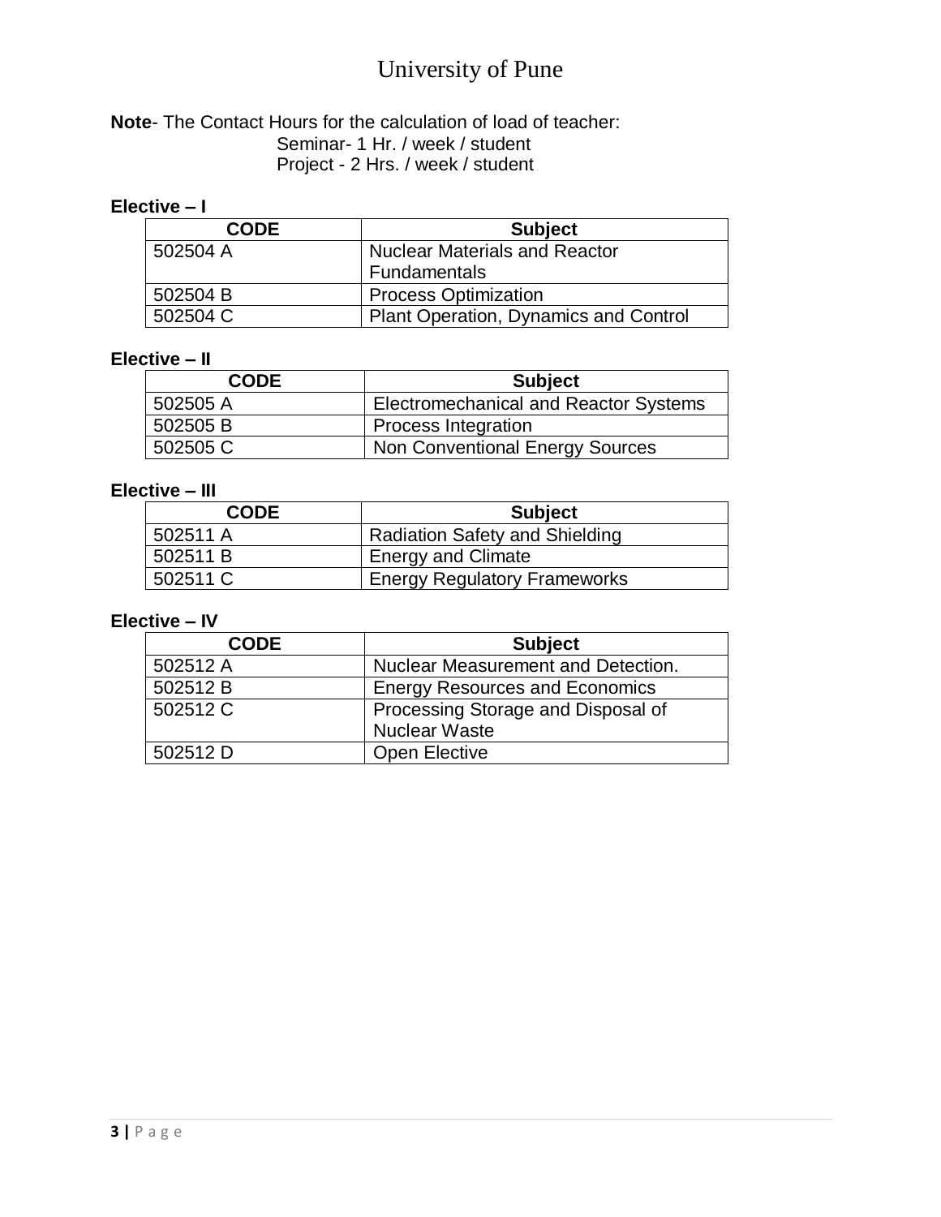**Note**- The Contact Hours for the calculation of load of teacher:
Seminar- 1 Hr. / week / student
Project - 2 Hrs. / week / student

**Elective – I**

| CODE | Subject |
|---|---|
| 502504 A | Nuclear Materials and Reactor Fundamentals |
| 502504 B | Process Optimization |
| 502504 C | Plant Operation, Dynamics and Control |

**Elective – II**

| CODE | Subject |
|---|---|
| 502505 A | Electromechanical and Reactor Systems |
| 502505 B | Process Integration |
| 502505 C | Non Conventional Energy Sources |

**Elective – III**

| CODE | Subject |
|---|---|
| 502511 A | Radiation Safety and Shielding |
| 502511 B | Energy and Climate |
| 502511 C | Energy Regulatory Frameworks |

**Elective – IV**

| CODE | Subject |
|---|---|
| 502512 A | Nuclear Measurement and Detection. |
| 502512 B | Energy Resources and Economics |
| 502512 C | Processing Storage and Disposal of Nuclear Waste |
| 502512 D | Open Elective |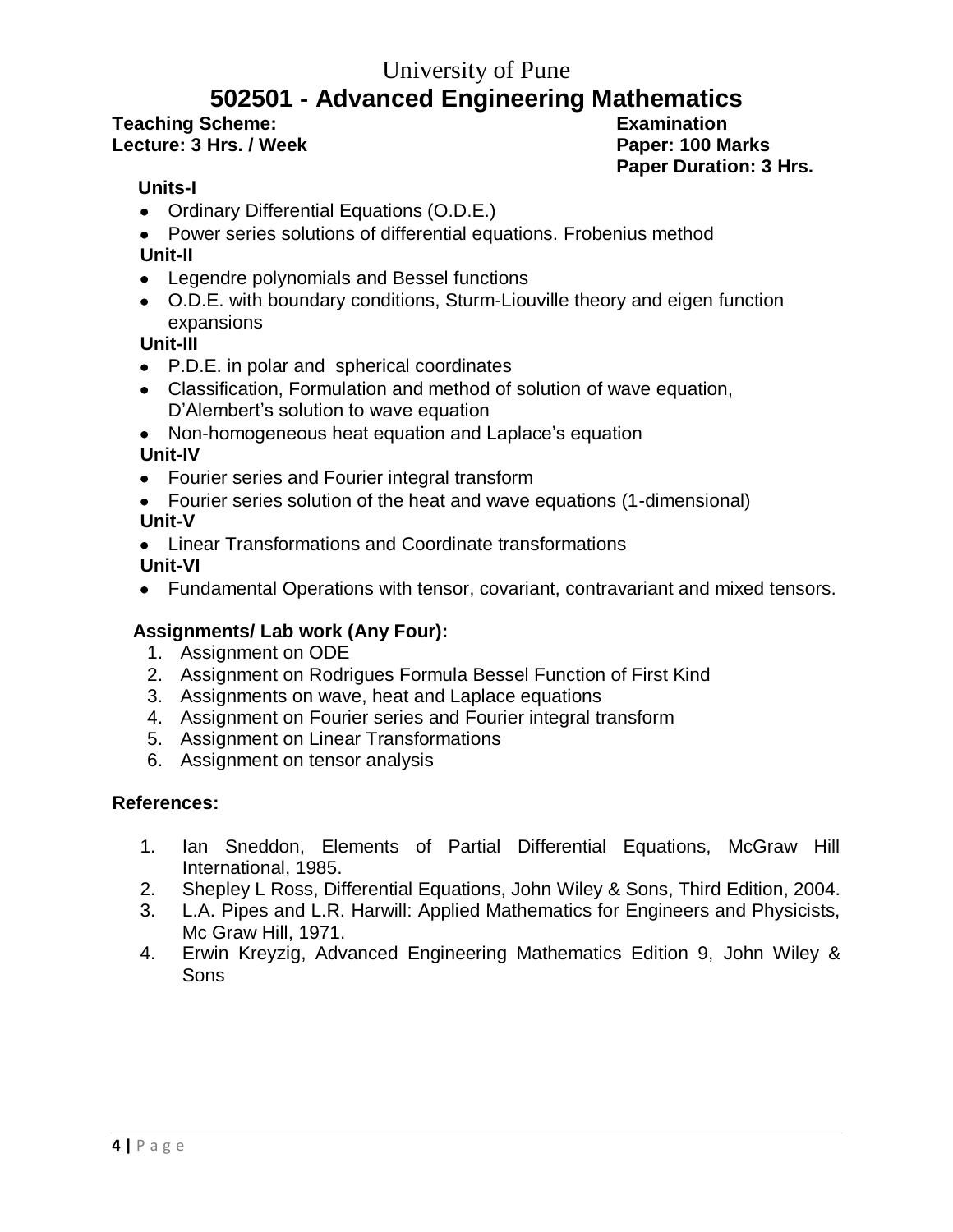University of Pune

# 502501 - Advanced Engineering Mathematics

**Teaching Scheme:**
**Lecture: 3 Hrs. / Week**

**Examination**
**Paper: 100 Marks**
**Paper Duration: 3 Hrs.**

**Units-I**

- Ordinary Differential Equations (O.D.E.)
- Power series solutions of differential equations. Frobenius method

**Unit-II**

- Legendre polynomials and Bessel functions
- O.D.E. with boundary conditions, Sturm-Liouville theory and eigen function expansions

**Unit-III**

- P.D.E. in polar and spherical coordinates
- Classification, Formulation and method of solution of wave equation, D'Alembert's solution to wave equation
- Non-homogeneous heat equation and Laplace's equation

**Unit-IV**

- Fourier series and Fourier integral transform
- Fourier series solution of the heat and wave equations (1-dimensional)

**Unit-V**

- Linear Transformations and Coordinate transformations

**Unit-VI**

- Fundamental Operations with tensor, covariant, contravariant and mixed tensors.

**Assignments/ Lab work (Any Four):**

1. Assignment on ODE
2. Assignment on Rodrigues Formula Bessel Function of First Kind
3. Assignments on wave, heat and Laplace equations
4. Assignment on Fourier series and Fourier integral transform
5. Assignment on Linear Transformations
6. Assignment on tensor analysis

**References:**

1. Ian Sneddon, Elements of Partial Differential Equations, McGraw Hill International, 1985.
2. Shepley L Ross, Differential Equations, John Wiley & Sons, Third Edition, 2004.
3. L.A. Pipes and L.R. Harwill: Applied Mathematics for Engineers and Physicists, Mc Graw Hill, 1971.
4. Erwin Kreyzig, Advanced Engineering Mathematics Edition 9, John Wiley & Sons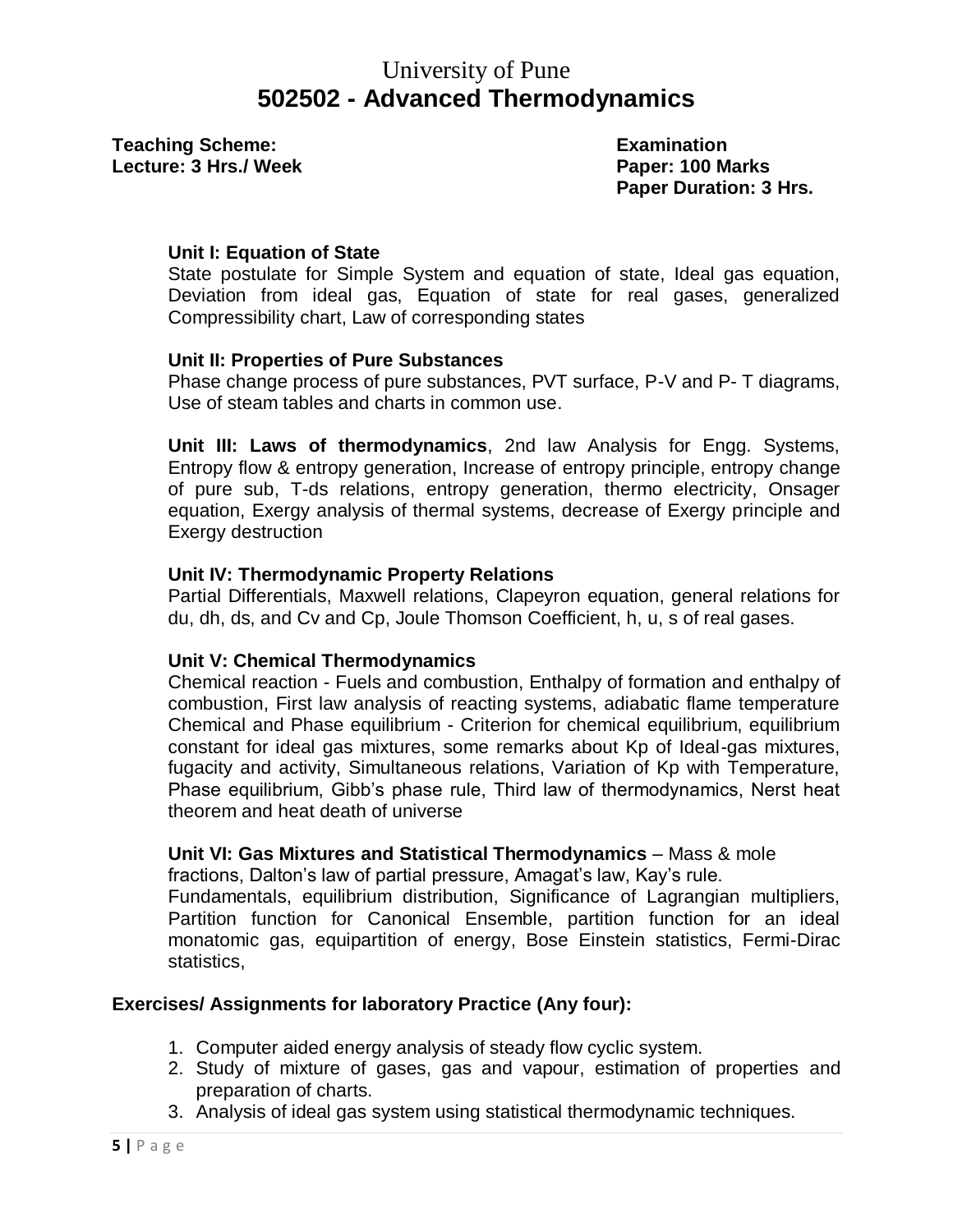# University of Pune

# 502502 - Advanced Thermodynamics

**Teaching Scheme:**
**Lecture: 3 Hrs./ Week**

**Examination**
**Paper: 100 Marks**
**Paper Duration: 3 Hrs.**

**Unit I: Equation of State**
State postulate for Simple System and equation of state, Ideal gas equation, Deviation from ideal gas, Equation of state for real gases, generalized Compressibility chart, Law of corresponding states

**Unit II: Properties of Pure Substances**
Phase change process of pure substances, PVT surface, P-V and P- T diagrams, Use of steam tables and charts in common use.

**Unit III: Laws of thermodynamics**, 2nd law Analysis for Engg. Systems, Entropy flow & entropy generation, Increase of entropy principle, entropy change of pure sub, T-ds relations, entropy generation, thermo electricity, Onsager equation, Exergy analysis of thermal systems, decrease of Exergy principle and Exergy destruction

**Unit IV: Thermodynamic Property Relations**
Partial Differentials, Maxwell relations, Clapeyron equation, general relations for du, dh, ds, and Cv and Cp, Joule Thomson Coefficient, h, u, s of real gases.

**Unit V: Chemical Thermodynamics**
Chemical reaction - Fuels and combustion, Enthalpy of formation and enthalpy of combustion, First law analysis of reacting systems, adiabatic flame temperature Chemical and Phase equilibrium - Criterion for chemical equilibrium, equilibrium constant for ideal gas mixtures, some remarks about Kp of Ideal-gas mixtures, fugacity and activity, Simultaneous relations, Variation of Kp with Temperature, Phase equilibrium, Gibb's phase rule, Third law of thermodynamics, Nerst heat theorem and heat death of universe

**Unit VI: Gas Mixtures and Statistical Thermodynamics** – Mass & mole fractions, Dalton's law of partial pressure, Amagat's law, Kay's rule.
Fundamentals, equilibrium distribution, Significance of Lagrangian multipliers, Partition function for Canonical Ensemble, partition function for an ideal monatomic gas, equipartition of energy, Bose Einstein statistics, Fermi-Dirac statistics,

**Exercises/ Assignments for laboratory Practice (Any four):**

1. Computer aided energy analysis of steady flow cyclic system.
2. Study of mixture of gases, gas and vapour, estimation of properties and preparation of charts.
3. Analysis of ideal gas system using statistical thermodynamic techniques.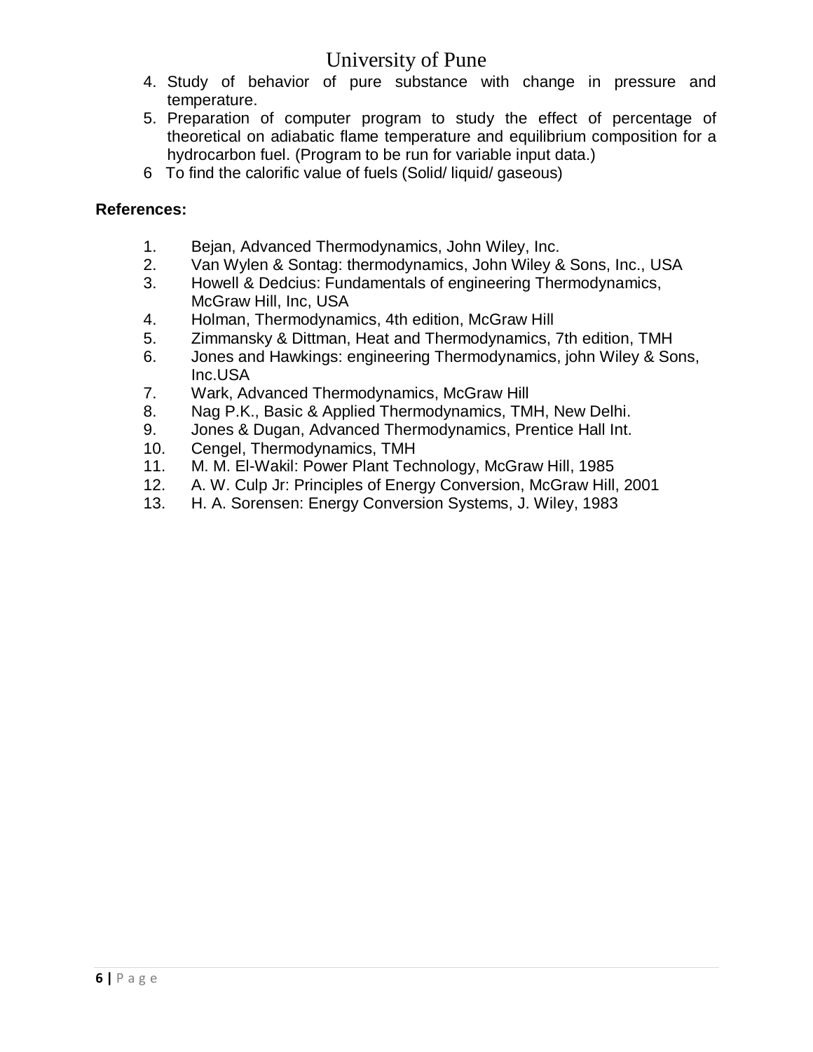4. Study of behavior of pure substance with change in pressure and temperature.
5. Preparation of computer program to study the effect of percentage of theoretical on adiabatic flame temperature and equilibrium composition for a hydrocarbon fuel. (Program to be run for variable input data.)
6. To find the calorific value of fuels (Solid/ liquid/ gaseous)

**References:**

1. Bejan, Advanced Thermodynamics, John Wiley, Inc.
2. Van Wylen & Sontag: thermodynamics, John Wiley & Sons, Inc., USA
3. Howell & Dedcius: Fundamentals of engineering Thermodynamics, McGraw Hill, Inc, USA
4. Holman, Thermodynamics, 4th edition, McGraw Hill
5. Zimmansky & Dittman, Heat and Thermodynamics, 7th edition, TMH
6. Jones and Hawkings: engineering Thermodynamics, john Wiley & Sons, Inc.USA
7. Wark, Advanced Thermodynamics, McGraw Hill
8. Nag P.K., Basic & Applied Thermodynamics, TMH, New Delhi.
9. Jones & Dugan, Advanced Thermodynamics, Prentice Hall Int.
10. Cengel, Thermodynamics, TMH
11. M. M. El-Wakil: Power Plant Technology, McGraw Hill, 1985
12. A. W. Culp Jr: Principles of Energy Conversion, McGraw Hill, 2001
13. H. A. Sorensen: Energy Conversion Systems, J. Wiley, 1983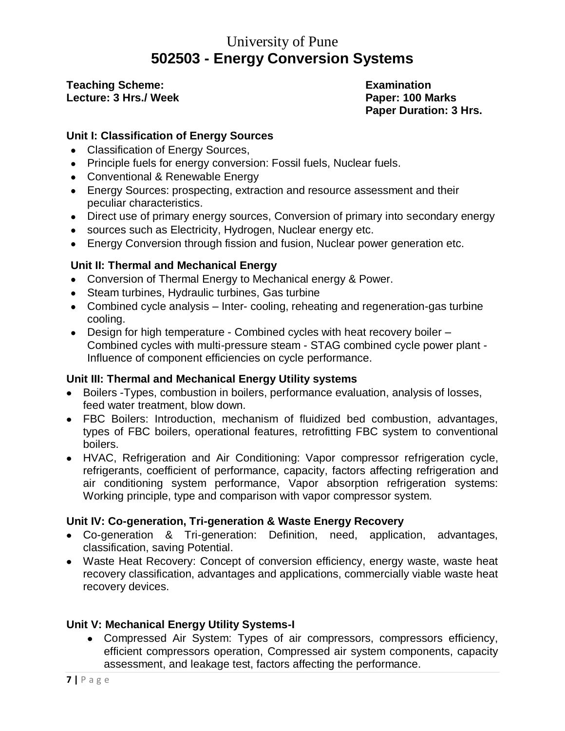# University of Pune

## 502503 - Energy Conversion Systems

**Teaching Scheme:**
**Lecture: 3 Hrs./ Week**

**Examination**
**Paper: 100 Marks**
**Paper Duration: 3 Hrs.**

### Unit I: Classification of Energy Sources

- Classification of Energy Sources,
- Principle fuels for energy conversion: Fossil fuels, Nuclear fuels.
- Conventional & Renewable Energy
- Energy Sources: prospecting, extraction and resource assessment and their peculiar characteristics.
- Direct use of primary energy sources, Conversion of primary into secondary energy
- sources such as Electricity, Hydrogen, Nuclear energy etc.
- Energy Conversion through fission and fusion, Nuclear power generation etc.

### Unit II: Thermal and Mechanical Energy

- Conversion of Thermal Energy to Mechanical energy & Power.
- Steam turbines, Hydraulic turbines, Gas turbine
- Combined cycle analysis – Inter- cooling, reheating and regeneration-gas turbine cooling.
- Design for high temperature - Combined cycles with heat recovery boiler – Combined cycles with multi-pressure steam - STAG combined cycle power plant - Influence of component efficiencies on cycle performance.

### Unit III: Thermal and Mechanical Energy Utility systems

- Boilers -Types, combustion in boilers, performance evaluation, analysis of losses, feed water treatment, blow down.
- FBC Boilers: Introduction, mechanism of fluidized bed combustion, advantages, types of FBC boilers, operational features, retrofitting FBC system to conventional boilers.
- HVAC, Refrigeration and Air Conditioning: Vapor compressor refrigeration cycle, refrigerants, coefficient of performance, capacity, factors affecting refrigeration and air conditioning system performance, Vapor absorption refrigeration systems: Working principle, type and comparison with vapor compressor system.

### Unit IV: Co-generation, Tri-generation & Waste Energy Recovery

- Co-generation & Tri-generation: Definition, need, application, advantages, classification, saving Potential.
- Waste Heat Recovery: Concept of conversion efficiency, energy waste, waste heat recovery classification, advantages and applications, commercially viable waste heat recovery devices.

### Unit V: Mechanical Energy Utility Systems-I

- Compressed Air System: Types of air compressors, compressors efficiency, efficient compressors operation, Compressed air system components, capacity assessment, and leakage test, factors affecting the performance.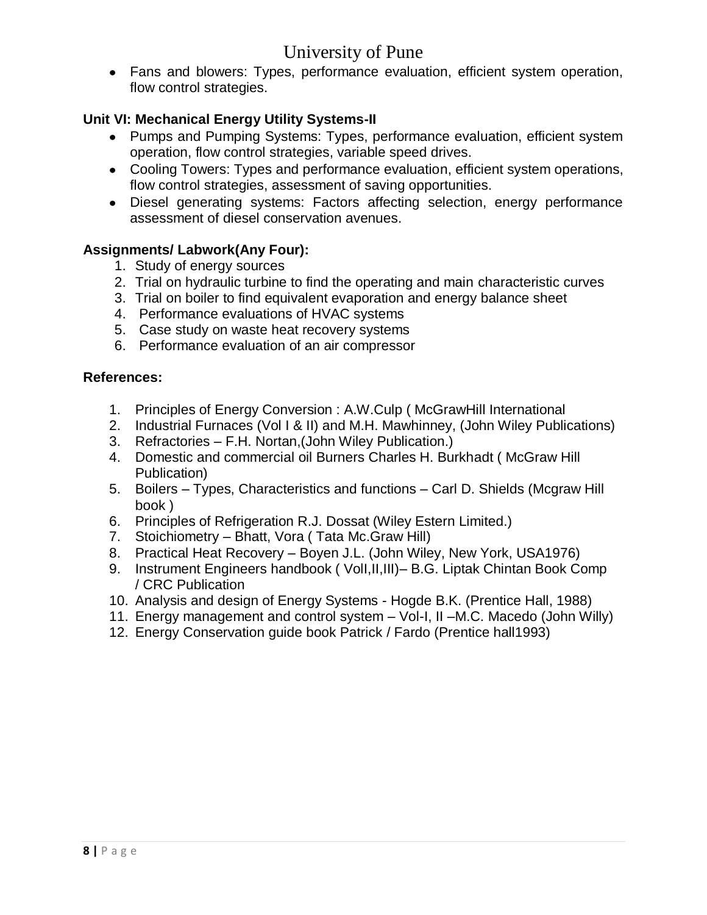- Fans and blowers: Types, performance evaluation, efficient system operation, flow control strategies.

**Unit VI: Mechanical Energy Utility Systems-II**

- Pumps and Pumping Systems: Types, performance evaluation, efficient system operation, flow control strategies, variable speed drives.
- Cooling Towers: Types and performance evaluation, efficient system operations, flow control strategies, assessment of saving opportunities.
- Diesel generating systems: Factors affecting selection, energy performance assessment of diesel conservation avenues.

**Assignments/ Labwork(Any Four):**

1. Study of energy sources
2. Trial on hydraulic turbine to find the operating and main characteristic curves
3. Trial on boiler to find equivalent evaporation and energy balance sheet
4. Performance evaluations of HVAC systems
5. Case study on waste heat recovery systems
6. Performance evaluation of an air compressor

**References:**

1. Principles of Energy Conversion : A.W.Culp ( McGrawHill International
2. Industrial Furnaces (Vol I & II) and M.H. Mawhinney, (John Wiley Publications)
3. Refractories – F.H. Nortan,(John Wiley Publication.)
4. Domestic and commercial oil Burners Charles H. Burkhadt ( McGraw Hill Publication)
5. Boilers – Types, Characteristics and functions – Carl D. Shields (Mcgraw Hill book )
6. Principles of Refrigeration R.J. Dossat (Wiley Estern Limited.)
7. Stoichiometry – Bhatt, Vora ( Tata Mc.Graw Hill)
8. Practical Heat Recovery – Boyen J.L. (John Wiley, New York, USA1976)
9. Instrument Engineers handbook ( VolI,II,III)– B.G. Liptak Chintan Book Comp / CRC Publication
10. Analysis and design of Energy Systems - Hogde B.K. (Prentice Hall, 1988)
11. Energy management and control system – Vol-I, II –M.C. Macedo (John Willy)
12. Energy Conservation guide book Patrick / Fardo (Prentice hall1993)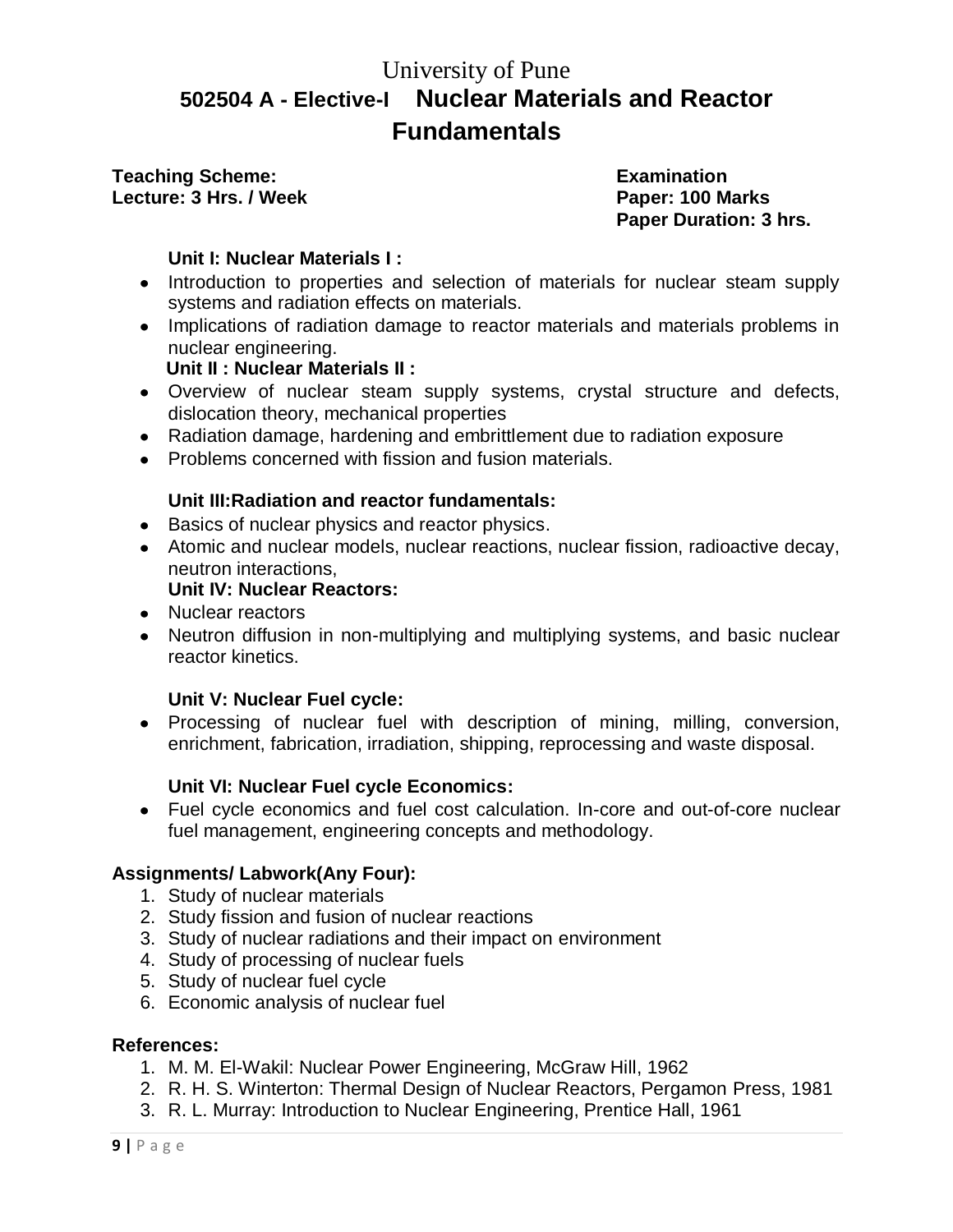# University of Pune

## 502504 A - Elective-I Nuclear Materials and Reactor Fundamentals

**Teaching Scheme:**
**Lecture: 3 Hrs. / Week**

**Examination**
**Paper: 100 Marks**
**Paper Duration: 3 hrs.**

**Unit I: Nuclear Materials I :**

- Introduction to properties and selection of materials for nuclear steam supply systems and radiation effects on materials.
- Implications of radiation damage to reactor materials and materials problems in nuclear engineering.

**Unit II : Nuclear Materials II :**

- Overview of nuclear steam supply systems, crystal structure and defects, dislocation theory, mechanical properties
- Radiation damage, hardening and embrittlement due to radiation exposure
- Problems concerned with fission and fusion materials.

**Unit III:Radiation and reactor fundamentals:**

- Basics of nuclear physics and reactor physics.
- Atomic and nuclear models, nuclear reactions, nuclear fission, radioactive decay, neutron interactions,

**Unit IV: Nuclear Reactors:**

- Nuclear reactors
- Neutron diffusion in non-multiplying and multiplying systems, and basic nuclear reactor kinetics.

**Unit V: Nuclear Fuel cycle:**

- Processing of nuclear fuel with description of mining, milling, conversion, enrichment, fabrication, irradiation, shipping, reprocessing and waste disposal.

**Unit VI: Nuclear Fuel cycle Economics:**

- Fuel cycle economics and fuel cost calculation. In-core and out-of-core nuclear fuel management, engineering concepts and methodology.

**Assignments/ Labwork(Any Four):**

1. Study of nuclear materials
2. Study fission and fusion of nuclear reactions
3. Study of nuclear radiations and their impact on environment
4. Study of processing of nuclear fuels
5. Study of nuclear fuel cycle
6. Economic analysis of nuclear fuel

**References:**

1. M. M. El-Wakil: Nuclear Power Engineering, McGraw Hill, 1962
2. R. H. S. Winterton: Thermal Design of Nuclear Reactors, Pergamon Press, 1981
3. R. L. Murray: Introduction to Nuclear Engineering, Prentice Hall, 1961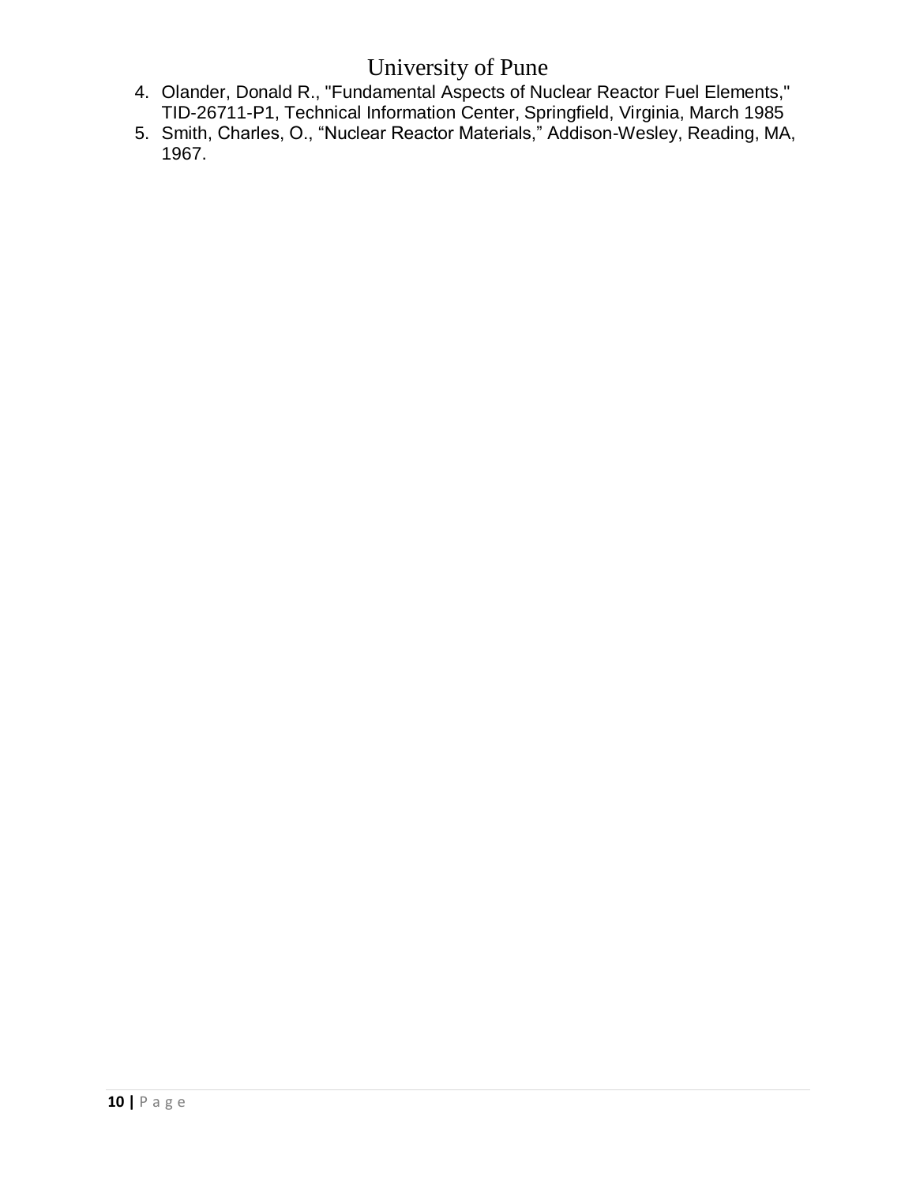4. Olander, Donald R., "Fundamental Aspects of Nuclear Reactor Fuel Elements," TID-26711-P1, Technical Information Center, Springfield, Virginia, March 1985
5. Smith, Charles, O., "Nuclear Reactor Materials," Addison-Wesley, Reading, MA, 1967.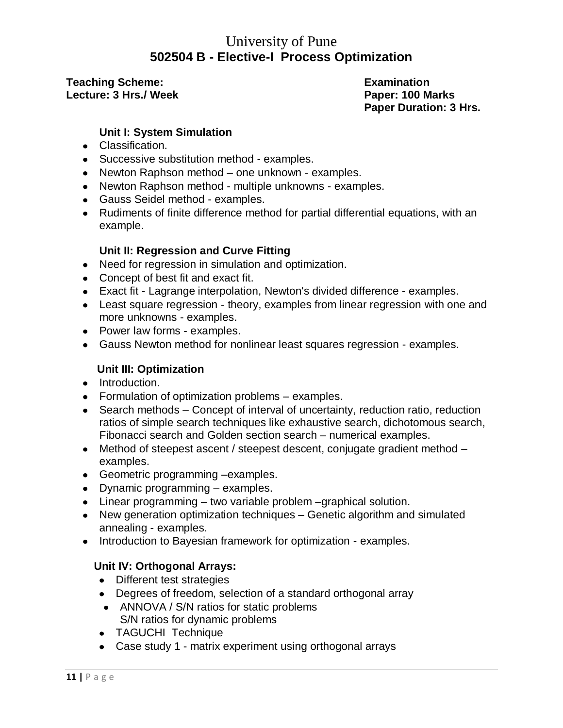# University of Pune

## 502504 B - Elective-I Process Optimization

**Teaching Scheme:**
**Lecture: 3 Hrs./ Week**

**Examination**
**Paper: 100 Marks**
**Paper Duration: 3 Hrs.**

### Unit I: System Simulation

- Classification.
- Successive substitution method - examples.
- Newton Raphson method – one unknown - examples.
- Newton Raphson method - multiple unknowns - examples.
- Gauss Seidel method - examples.
- Rudiments of finite difference method for partial differential equations, with an example.

### Unit II: Regression and Curve Fitting

- Need for regression in simulation and optimization.
- Concept of best fit and exact fit.
- Exact fit - Lagrange interpolation, Newton's divided difference - examples.
- Least square regression - theory, examples from linear regression with one and more unknowns - examples.
- Power law forms - examples.
- Gauss Newton method for nonlinear least squares regression - examples.

### Unit III: Optimization

- Introduction.
- Formulation of optimization problems – examples.
- Search methods – Concept of interval of uncertainty, reduction ratio, reduction ratios of simple search techniques like exhaustive search, dichotomous search, Fibonacci search and Golden section search – numerical examples.
- Method of steepest ascent / steepest descent, conjugate gradient method – examples.
- Geometric programming –examples.
- Dynamic programming – examples.
- Linear programming – two variable problem –graphical solution.
- New generation optimization techniques – Genetic algorithm and simulated annealing - examples.
- Introduction to Bayesian framework for optimization - examples.

### Unit IV: Orthogonal Arrays:

- Different test strategies
- Degrees of freedom, selection of a standard orthogonal array
- ANNOVA / S/N ratios for static problems
  S/N ratios for dynamic problems
- TAGUCHI Technique
- Case study 1 - matrix experiment using orthogonal arrays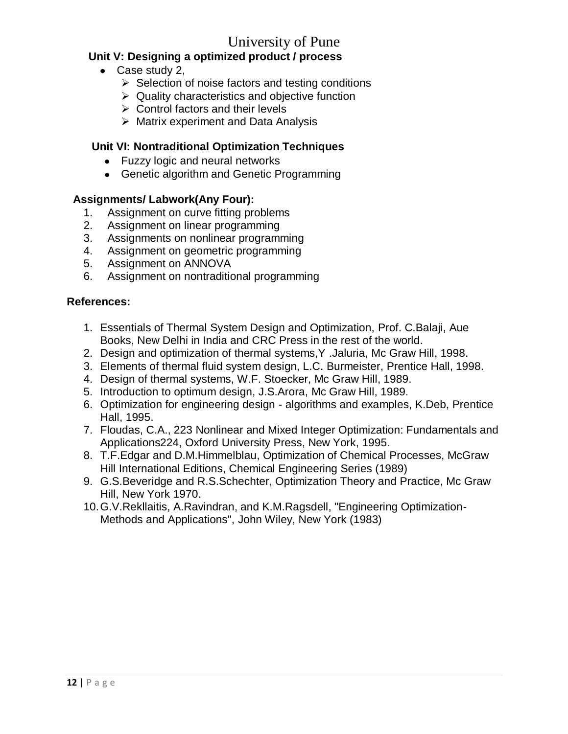### Unit V: Designing a optimized product / process

- Case study 2,
  - Selection of noise factors and testing conditions
  - Quality characteristics and objective function
  - Control factors and their levels
  - Matrix experiment and Data Analysis

### Unit VI: Nontraditional Optimization Techniques

- Fuzzy logic and neural networks
- Genetic algorithm and Genetic Programming

### Assignments/ Labwork(Any Four):

1. Assignment on curve fitting problems
2. Assignment on linear programming
3. Assignments on nonlinear programming
4. Assignment on geometric programming
5. Assignment on ANNOVA
6. Assignment on nontraditional programming

### References:

1. Essentials of Thermal System Design and Optimization, Prof. C.Balaji, Aue Books, New Delhi in India and CRC Press in the rest of the world.
2. Design and optimization of thermal systems,Y .Jaluria, Mc Graw Hill, 1998.
3. Elements of thermal fluid system design, L.C. Burmeister, Prentice Hall, 1998.
4. Design of thermal systems, W.F. Stoecker, Mc Graw Hill, 1989.
5. Introduction to optimum design, J.S.Arora, Mc Graw Hill, 1989.
6. Optimization for engineering design - algorithms and examples, K.Deb, Prentice Hall, 1995.
7. Floudas, C.A., 223 Nonlinear and Mixed Integer Optimization: Fundamentals and Applications224, Oxford University Press, New York, 1995.
8. T.F.Edgar and D.M.Himmelblau, Optimization of Chemical Processes, McGraw Hill International Editions, Chemical Engineering Series (1989)
9. G.S.Beveridge and R.S.Schechter, Optimization Theory and Practice, Mc Graw Hill, New York 1970.
10. G.V.Rekllaitis, A.Ravindran, and K.M.Ragsdell, "Engineering Optimization-Methods and Applications", John Wiley, New York (1983)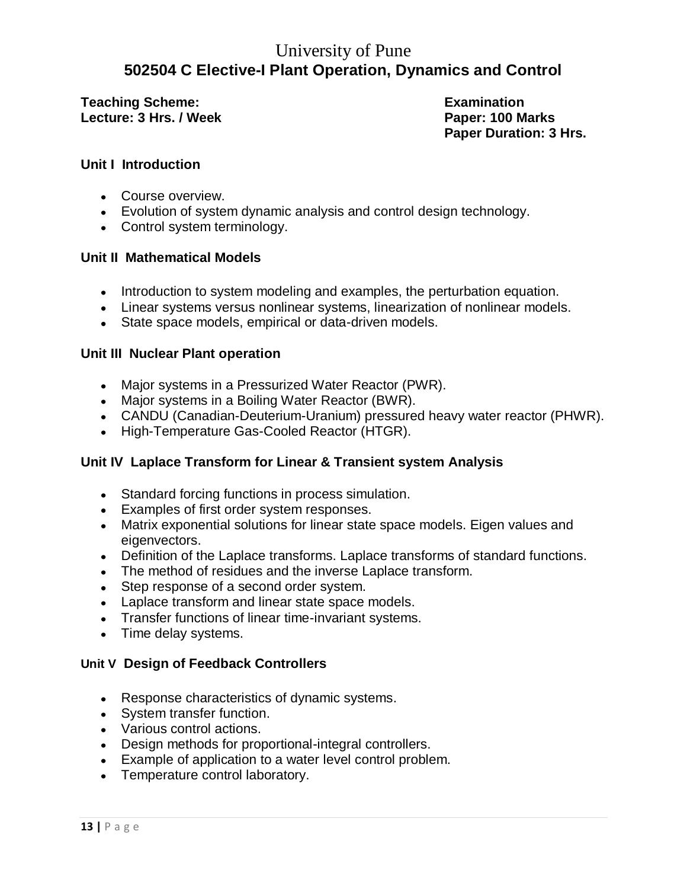# University of Pune

## 502504 C Elective-I Plant Operation, Dynamics and Control

**Teaching Scheme:**
**Lecture: 3 Hrs. / Week**

**Examination**
**Paper: 100 Marks**
**Paper Duration: 3 Hrs.**

### Unit I Introduction

- Course overview.
- Evolution of system dynamic analysis and control design technology.
- Control system terminology.

### Unit II Mathematical Models

- Introduction to system modeling and examples, the perturbation equation.
- Linear systems versus nonlinear systems, linearization of nonlinear models.
- State space models, empirical or data-driven models.

### Unit III Nuclear Plant operation

- Major systems in a Pressurized Water Reactor (PWR).
- Major systems in a Boiling Water Reactor (BWR).
- CANDU (Canadian-Deuterium-Uranium) pressured heavy water reactor (PHWR).
- High-Temperature Gas-Cooled Reactor (HTGR).

### Unit IV Laplace Transform for Linear & Transient system Analysis

- Standard forcing functions in process simulation.
- Examples of first order system responses.
- Matrix exponential solutions for linear state space models. Eigen values and eigenvectors.
- Definition of the Laplace transforms. Laplace transforms of standard functions.
- The method of residues and the inverse Laplace transform.
- Step response of a second order system.
- Laplace transform and linear state space models.
- Transfer functions of linear time-invariant systems.
- Time delay systems.

### Unit V Design of Feedback Controllers

- Response characteristics of dynamic systems.
- System transfer function.
- Various control actions.
- Design methods for proportional-integral controllers.
- Example of application to a water level control problem.
- Temperature control laboratory.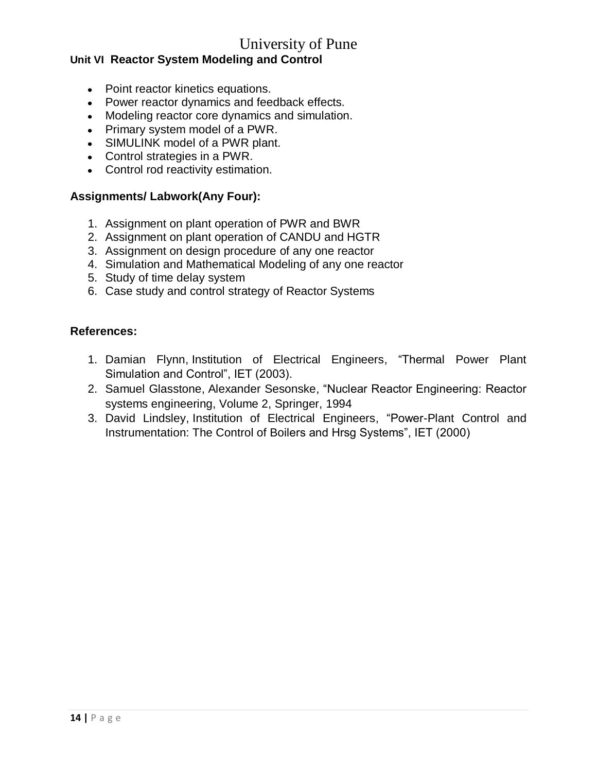**Unit VI Reactor System Modeling and Control**

- Point reactor kinetics equations.
- Power reactor dynamics and feedback effects.
- Modeling reactor core dynamics and simulation.
- Primary system model of a PWR.
- SIMULINK model of a PWR plant.
- Control strategies in a PWR.
- Control rod reactivity estimation.

**Assignments/ Labwork(Any Four):**

1. Assignment on plant operation of PWR and BWR
2. Assignment on plant operation of CANDU and HGTR
3. Assignment on design procedure of any one reactor
4. Simulation and Mathematical Modeling of any one reactor
5. Study of time delay system
6. Case study and control strategy of Reactor Systems

**References:**

1. Damian Flynn, Institution of Electrical Engineers, "Thermal Power Plant Simulation and Control", IET (2003).
2. Samuel Glasstone, Alexander Sesonske, "Nuclear Reactor Engineering: Reactor systems engineering, Volume 2, Springer, 1994
3. David Lindsley, Institution of Electrical Engineers, "Power-Plant Control and Instrumentation: The Control of Boilers and Hrsg Systems", IET (2000)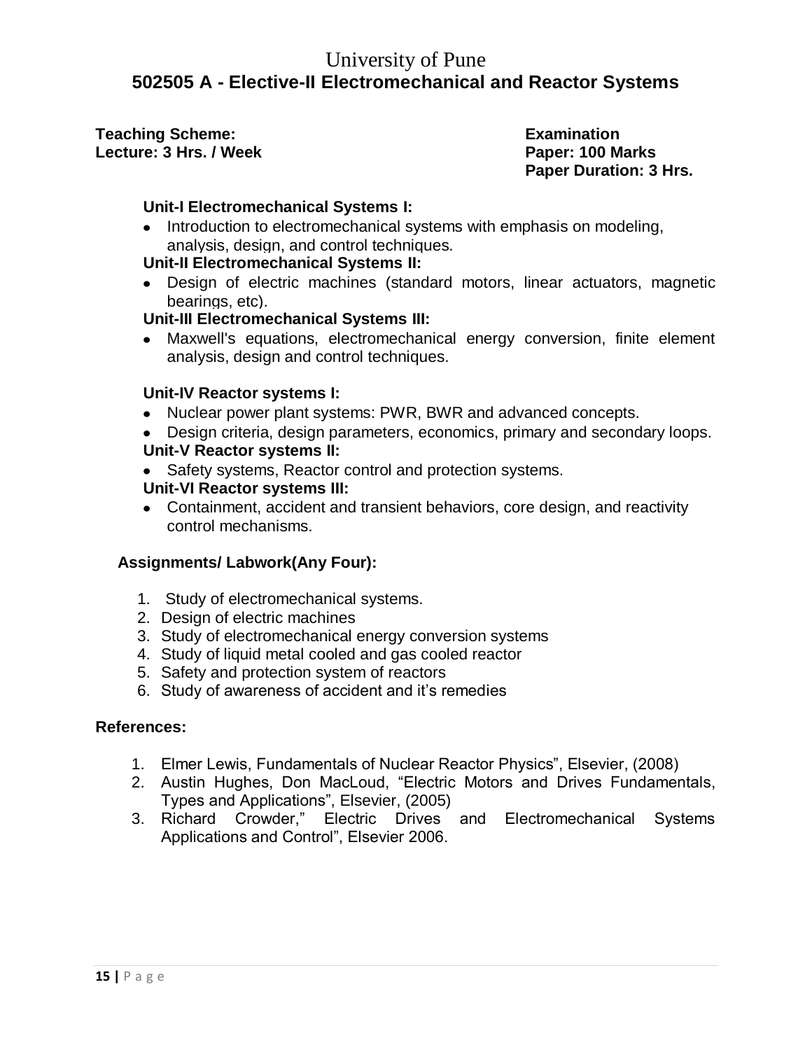# University of Pune

## 502505 A - Elective-II Electromechanical and Reactor Systems

**Teaching Scheme:**
**Lecture: 3 Hrs. / Week**

**Examination**
**Paper: 100 Marks**
**Paper Duration: 3 Hrs.**

**Unit-I Electromechanical Systems I:**

- Introduction to electromechanical systems with emphasis on modeling, analysis, design, and control techniques.

**Unit-II Electromechanical Systems II:**

- Design of electric machines (standard motors, linear actuators, magnetic bearings, etc).

**Unit-III Electromechanical Systems III:**

- Maxwell's equations, electromechanical energy conversion, finite element analysis, design and control techniques.

**Unit-IV Reactor systems I:**

- Nuclear power plant systems: PWR, BWR and advanced concepts.
- Design criteria, design parameters, economics, primary and secondary loops.

**Unit-V Reactor systems II:**

- Safety systems, Reactor control and protection systems.

**Unit-VI Reactor systems III:**

- Containment, accident and transient behaviors, core design, and reactivity control mechanisms.

**Assignments/ Labwork(Any Four):**

1. Study of electromechanical systems.
2. Design of electric machines
3. Study of electromechanical energy conversion systems
4. Study of liquid metal cooled and gas cooled reactor
5. Safety and protection system of reactors
6. Study of awareness of accident and it's remedies

**References:**

1. Elmer Lewis, Fundamentals of Nuclear Reactor Physics", Elsevier, (2008)
2. Austin Hughes, Don MacLoud, "Electric Motors and Drives Fundamentals, Types and Applications", Elsevier, (2005)
3. Richard Crowder," Electric Drives and Electromechanical Systems Applications and Control", Elsevier 2006.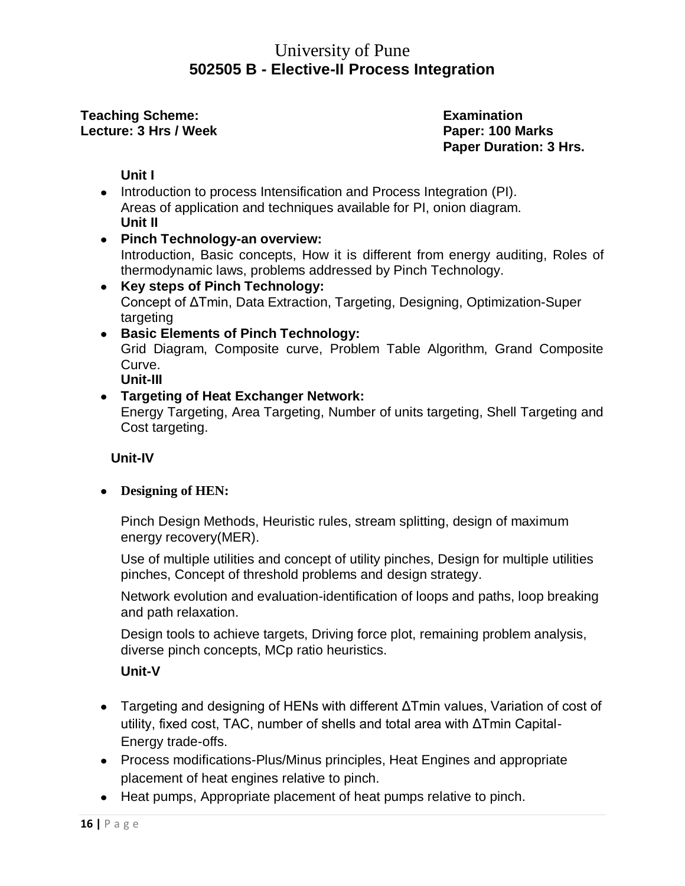# University of Pune

## 502505 B - Elective-II Process Integration

**Teaching Scheme:**
**Lecture: 3 Hrs / Week**

**Examination**
**Paper: 100 Marks**
**Paper Duration: 3 Hrs.**

**Unit I**

- Introduction to process Intensification and Process Integration (PI). Areas of application and techniques available for PI, onion diagram.

**Unit II**

- **Pinch Technology-an overview:** Introduction, Basic concepts, How it is different from energy auditing, Roles of thermodynamic laws, problems addressed by Pinch Technology.
- **Key steps of Pinch Technology:** Concept of ΔTmin, Data Extraction, Targeting, Designing, Optimization-Super targeting
- **Basic Elements of Pinch Technology:** Grid Diagram, Composite curve, Problem Table Algorithm, Grand Composite Curve.

**Unit-III**

- **Targeting of Heat Exchanger Network:** Energy Targeting, Area Targeting, Number of units targeting, Shell Targeting and Cost targeting.

**Unit-IV**

- **Designing of HEN:**

  Pinch Design Methods, Heuristic rules, stream splitting, design of maximum energy recovery(MER).

  Use of multiple utilities and concept of utility pinches, Design for multiple utilities pinches, Concept of threshold problems and design strategy.

  Network evolution and evaluation-identification of loops and paths, loop breaking and path relaxation.

  Design tools to achieve targets, Driving force plot, remaining problem analysis, diverse pinch concepts, MCp ratio heuristics.

**Unit-V**

- Targeting and designing of HENs with different ΔTmin values, Variation of cost of utility, fixed cost, TAC, number of shells and total area with ΔTmin Capital-Energy trade-offs.
- Process modifications-Plus/Minus principles, Heat Engines and appropriate placement of heat engines relative to pinch.
- Heat pumps, Appropriate placement of heat pumps relative to pinch.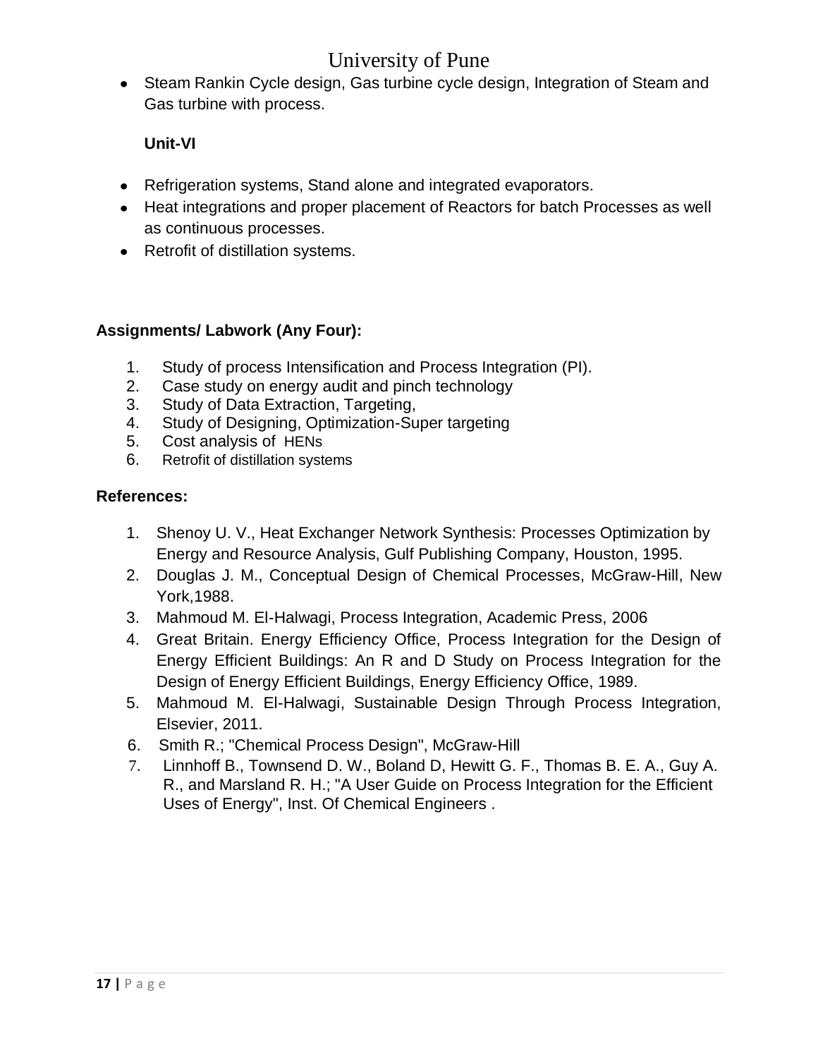- Steam Rankin Cycle design, Gas turbine cycle design, Integration of Steam and Gas turbine with process.

**Unit-VI**

- Refrigeration systems, Stand alone and integrated evaporators.
- Heat integrations and proper placement of Reactors for batch Processes as well as continuous processes.
- Retrofit of distillation systems.

**Assignments/ Labwork (Any Four):**

1. Study of process Intensification and Process Integration (PI).
2. Case study on energy audit and pinch technology
3. Study of Data Extraction, Targeting,
4. Study of Designing, Optimization-Super targeting
5. Cost analysis of HENs
6. Retrofit of distillation systems

**References:**

1. Shenoy U. V., Heat Exchanger Network Synthesis: Processes Optimization by Energy and Resource Analysis, Gulf Publishing Company, Houston, 1995.
2. Douglas J. M., Conceptual Design of Chemical Processes, McGraw-Hill, New York,1988.
3. Mahmoud M. El-Halwagi, Process Integration, Academic Press, 2006
4. Great Britain. Energy Efficiency Office, Process Integration for the Design of Energy Efficient Buildings: An R and D Study on Process Integration for the Design of Energy Efficient Buildings, Energy Efficiency Office, 1989.
5. Mahmoud M. El-Halwagi, Sustainable Design Through Process Integration, Elsevier, 2011.
6. Smith R.; "Chemical Process Design", McGraw-Hill
7. Linnhoff B., Townsend D. W., Boland D, Hewitt G. F., Thomas B. E. A., Guy A. R., and Marsland R. H.; "A User Guide on Process Integration for the Efficient Uses of Energy", Inst. Of Chemical Engineers .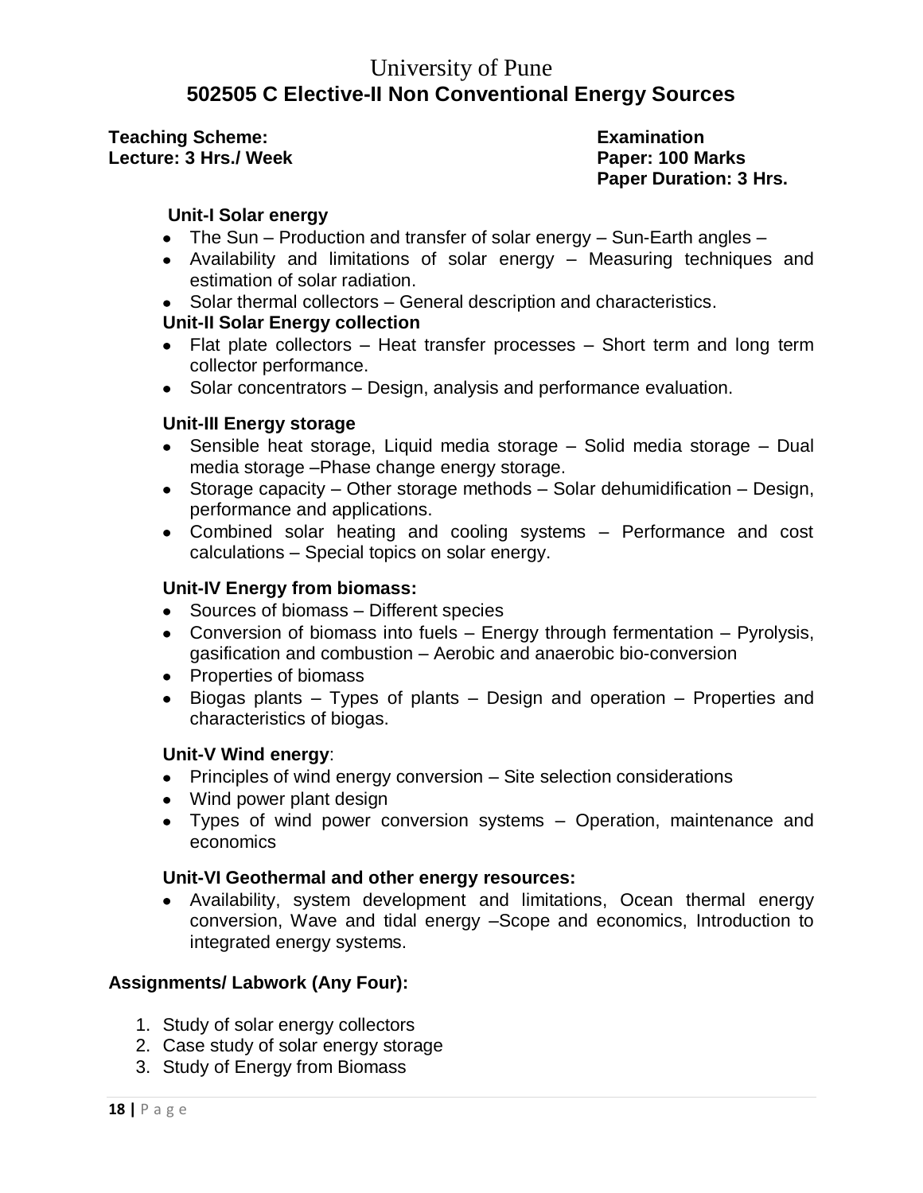# University of Pune

## 502505 C Elective-II Non Conventional Energy Sources

**Teaching Scheme:**
**Lecture: 3 Hrs./ Week**

**Examination**
**Paper: 100 Marks**
**Paper Duration: 3 Hrs.**

**Unit-I Solar energy**

- The Sun – Production and transfer of solar energy – Sun-Earth angles –
- Availability and limitations of solar energy – Measuring techniques and estimation of solar radiation.
- Solar thermal collectors – General description and characteristics.

**Unit-II Solar Energy collection**

- Flat plate collectors – Heat transfer processes – Short term and long term collector performance.
- Solar concentrators – Design, analysis and performance evaluation.

**Unit-III Energy storage**

- Sensible heat storage, Liquid media storage – Solid media storage – Dual media storage –Phase change energy storage.
- Storage capacity – Other storage methods – Solar dehumidification – Design, performance and applications.
- Combined solar heating and cooling systems – Performance and cost calculations – Special topics on solar energy.

**Unit-IV Energy from biomass:**

- Sources of biomass – Different species
- Conversion of biomass into fuels – Energy through fermentation – Pyrolysis, gasification and combustion – Aerobic and anaerobic bio-conversion
- Properties of biomass
- Biogas plants – Types of plants – Design and operation – Properties and characteristics of biogas.

**Unit-V Wind energy**:

- Principles of wind energy conversion – Site selection considerations
- Wind power plant design
- Types of wind power conversion systems – Operation, maintenance and economics

**Unit-VI Geothermal and other energy resources:**

- Availability, system development and limitations, Ocean thermal energy conversion, Wave and tidal energy –Scope and economics, Introduction to integrated energy systems.

**Assignments/ Labwork (Any Four):**

1. Study of solar energy collectors
2. Case study of solar energy storage
3. Study of Energy from Biomass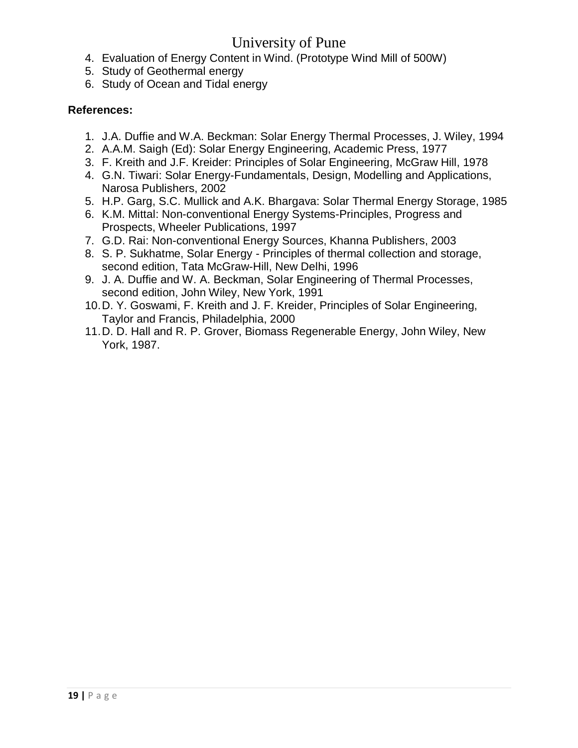4. Evaluation of Energy Content in Wind. (Prototype Wind Mill of 500W)
5. Study of Geothermal energy
6. Study of Ocean and Tidal energy

**References:**

1. J.A. Duffie and W.A. Beckman: Solar Energy Thermal Processes, J. Wiley, 1994
2. A.A.M. Saigh (Ed): Solar Energy Engineering, Academic Press, 1977
3. F. Kreith and J.F. Kreider: Principles of Solar Engineering, McGraw Hill, 1978
4. G.N. Tiwari: Solar Energy-Fundamentals, Design, Modelling and Applications, Narosa Publishers, 2002
5. H.P. Garg, S.C. Mullick and A.K. Bhargava: Solar Thermal Energy Storage, 1985
6. K.M. Mittal: Non-conventional Energy Systems-Principles, Progress and Prospects, Wheeler Publications, 1997
7. G.D. Rai: Non-conventional Energy Sources, Khanna Publishers, 2003
8. S. P. Sukhatme, Solar Energy - Principles of thermal collection and storage, second edition, Tata McGraw-Hill, New Delhi, 1996
9. J. A. Duffie and W. A. Beckman, Solar Engineering of Thermal Processes, second edition, John Wiley, New York, 1991
10. D. Y. Goswami, F. Kreith and J. F. Kreider, Principles of Solar Engineering, Taylor and Francis, Philadelphia, 2000
11. D. D. Hall and R. P. Grover, Biomass Regenerable Energy, John Wiley, New York, 1987.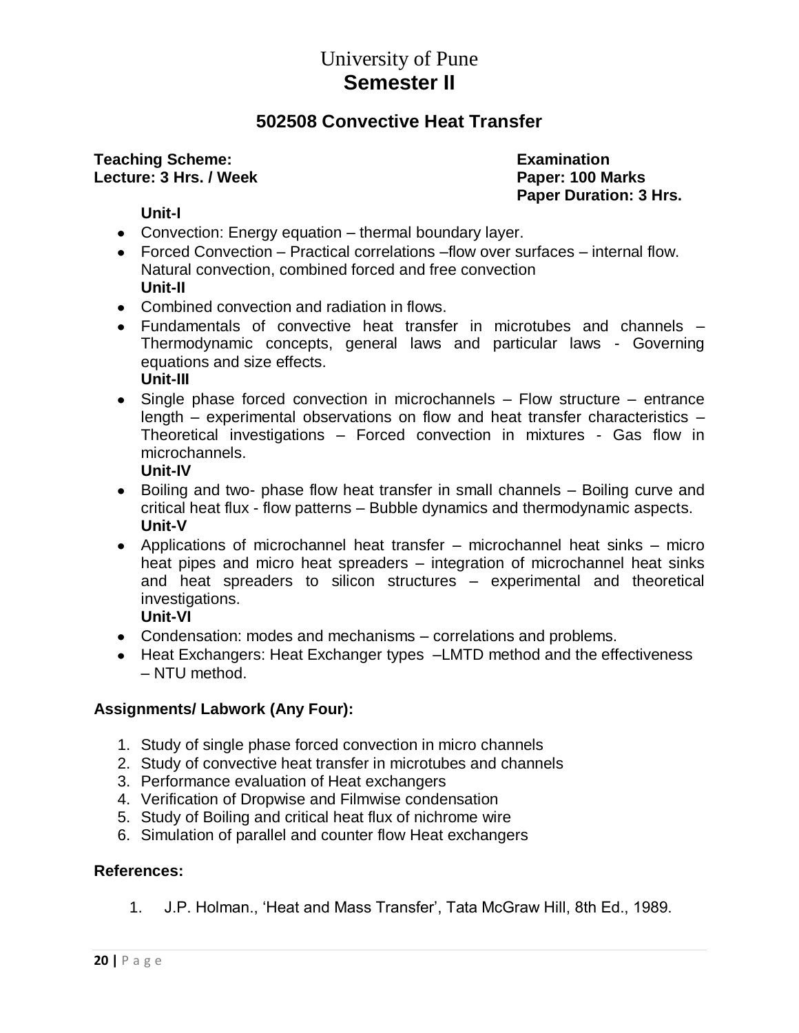# University of Pune

## Semester II

### 502508 Convective Heat Transfer

**Teaching Scheme:**
**Lecture: 3 Hrs. / Week**

**Examination**
**Paper: 100 Marks**
**Paper Duration: 3 Hrs.**

**Unit-I**

- Convection: Energy equation – thermal boundary layer.
- Forced Convection – Practical correlations –flow over surfaces – internal flow. Natural convection, combined forced and free convection

**Unit-II**

- Combined convection and radiation in flows.
- Fundamentals of convective heat transfer in microtubes and channels – Thermodynamic concepts, general laws and particular laws - Governing equations and size effects.

**Unit-III**

- Single phase forced convection in microchannels – Flow structure – entrance length – experimental observations on flow and heat transfer characteristics – Theoretical investigations – Forced convection in mixtures - Gas flow in microchannels.

**Unit-IV**

- Boiling and two- phase flow heat transfer in small channels – Boiling curve and critical heat flux - flow patterns – Bubble dynamics and thermodynamic aspects.

**Unit-V**

- Applications of microchannel heat transfer – microchannel heat sinks – micro heat pipes and micro heat spreaders – integration of microchannel heat sinks and heat spreaders to silicon structures – experimental and theoretical investigations.

**Unit-VI**

- Condensation: modes and mechanisms – correlations and problems.
- Heat Exchangers: Heat Exchanger types –LMTD method and the effectiveness – NTU method.

**Assignments/ Labwork (Any Four):**

1. Study of single phase forced convection in micro channels
2. Study of convective heat transfer in microtubes and channels
3. Performance evaluation of Heat exchangers
4. Verification of Dropwise and Filmwise condensation
5. Study of Boiling and critical heat flux of nichrome wire
6. Simulation of parallel and counter flow Heat exchangers

**References:**

1. J.P. Holman., 'Heat and Mass Transfer', Tata McGraw Hill, 8th Ed., 1989.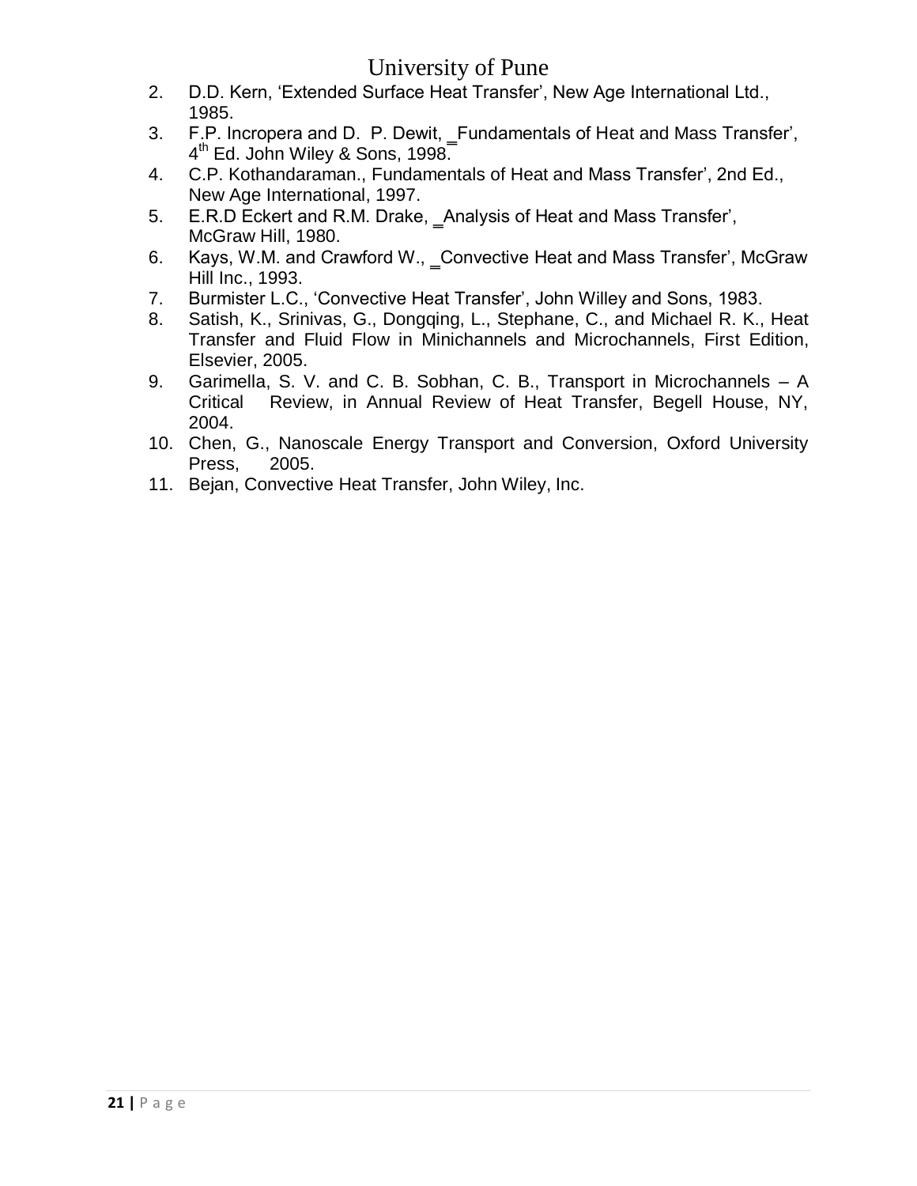2. D.D. Kern, 'Extended Surface Heat Transfer', New Age International Ltd., 1985.
3. F.P. Incropera and D. P. Dewit, _Fundamentals of Heat and Mass Transfer', 4th Ed. John Wiley & Sons, 1998.
4. C.P. Kothandaraman., Fundamentals of Heat and Mass Transfer', 2nd Ed., New Age International, 1997.
5. E.R.D Eckert and R.M. Drake, _Analysis of Heat and Mass Transfer', McGraw Hill, 1980.
6. Kays, W.M. and Crawford W., _Convective Heat and Mass Transfer', McGraw Hill Inc., 1993.
7. Burmister L.C., 'Convective Heat Transfer', John Willey and Sons, 1983.
8. Satish, K., Srinivas, G., Dongqing, L., Stephane, C., and Michael R. K., Heat Transfer and Fluid Flow in Minichannels and Microchannels, First Edition, Elsevier, 2005.
9. Garimella, S. V. and C. B. Sobhan, C. B., Transport in Microchannels – A Critical Review, in Annual Review of Heat Transfer, Begell House, NY, 2004.
10. Chen, G., Nanoscale Energy Transport and Conversion, Oxford University Press, 2005.
11. Bejan, Convective Heat Transfer, John Wiley, Inc.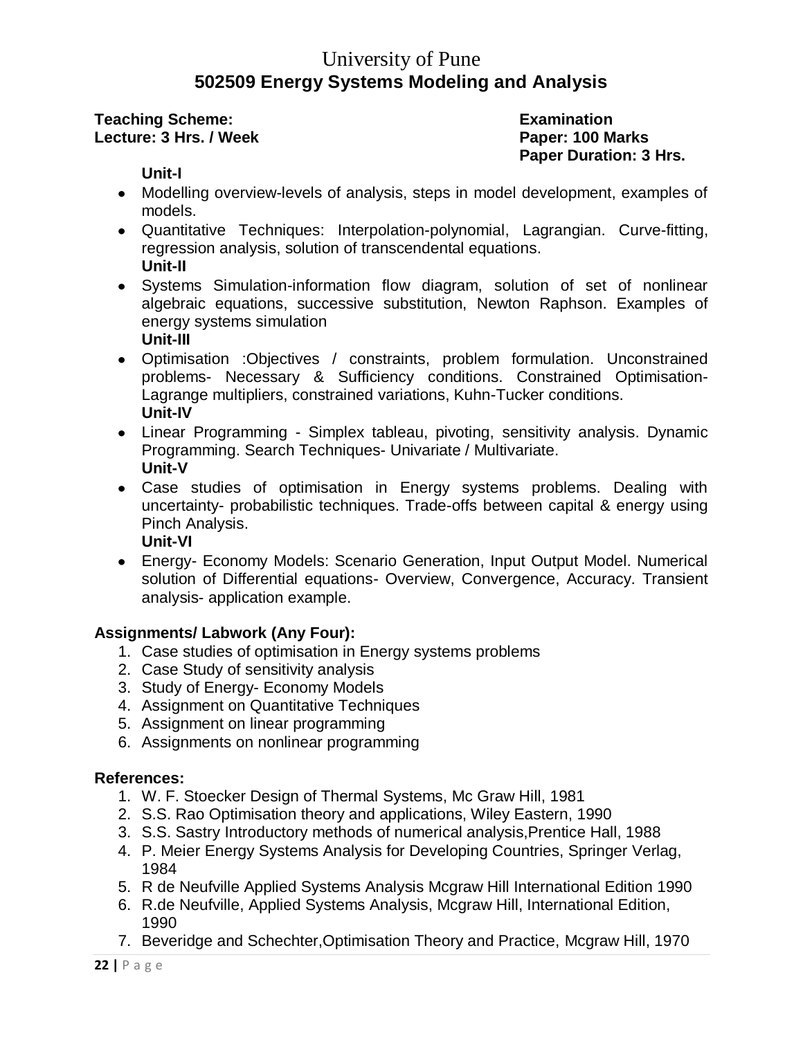# University of Pune

## 502509 Energy Systems Modeling and Analysis

**Teaching Scheme:**
**Lecture: 3 Hrs. / Week**

**Examination**
**Paper: 100 Marks**
**Paper Duration: 3 Hrs.**

**Unit-I**

- Modelling overview-levels of analysis, steps in model development, examples of models.
- Quantitative Techniques: Interpolation-polynomial, Lagrangian. Curve-fitting, regression analysis, solution of transcendental equations.

**Unit-II**

- Systems Simulation-information flow diagram, solution of set of nonlinear algebraic equations, successive substitution, Newton Raphson. Examples of energy systems simulation

**Unit-III**

- Optimisation :Objectives / constraints, problem formulation. Unconstrained problems- Necessary & Sufficiency conditions. Constrained Optimisation-Lagrange multipliers, constrained variations, Kuhn-Tucker conditions.

**Unit-IV**

- Linear Programming - Simplex tableau, pivoting, sensitivity analysis. Dynamic Programming. Search Techniques- Univariate / Multivariate.

**Unit-V**

- Case studies of optimisation in Energy systems problems. Dealing with uncertainty- probabilistic techniques. Trade-offs between capital & energy using Pinch Analysis.

**Unit-VI**

- Energy- Economy Models: Scenario Generation, Input Output Model. Numerical solution of Differential equations- Overview, Convergence, Accuracy. Transient analysis- application example.

**Assignments/ Labwork (Any Four):**

1. Case studies of optimisation in Energy systems problems
2. Case Study of sensitivity analysis
3. Study of Energy- Economy Models
4. Assignment on Quantitative Techniques
5. Assignment on linear programming
6. Assignments on nonlinear programming

**References:**

1. W. F. Stoecker Design of Thermal Systems, Mc Graw Hill, 1981
2. S.S. Rao Optimisation theory and applications, Wiley Eastern, 1990
3. S.S. Sastry Introductory methods of numerical analysis,Prentice Hall, 1988
4. P. Meier Energy Systems Analysis for Developing Countries, Springer Verlag, 1984
5. R de Neufville Applied Systems Analysis Mcgraw Hill International Edition 1990
6. R.de Neufville, Applied Systems Analysis, Mcgraw Hill, International Edition, 1990
7. Beveridge and Schechter,Optimisation Theory and Practice, Mcgraw Hill, 1970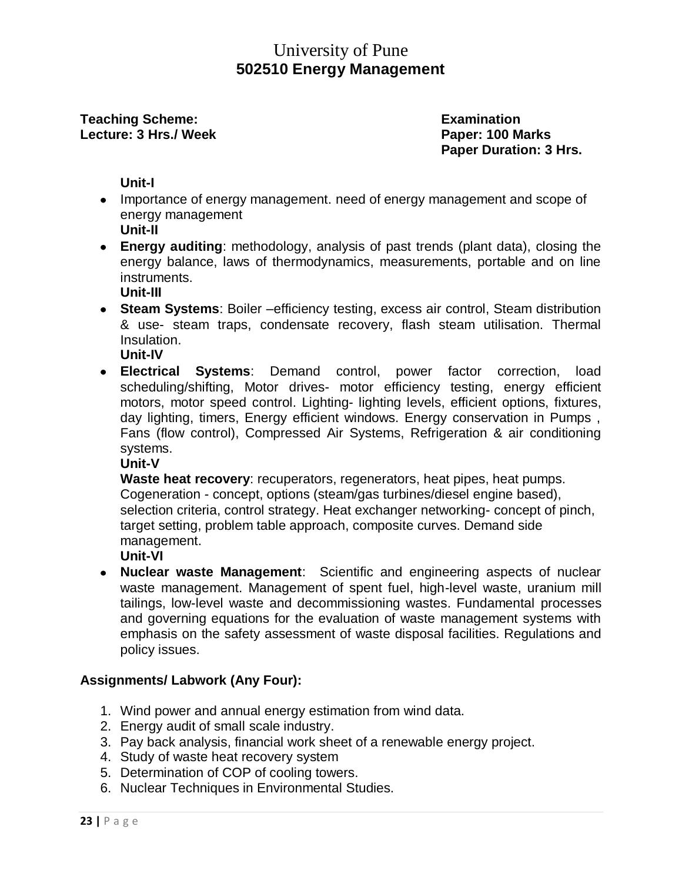# University of Pune

## 502510 Energy Management

**Teaching Scheme:**
**Lecture: 3 Hrs./ Week**

**Examination**
**Paper: 100 Marks**
**Paper Duration: 3 Hrs.**

**Unit-I**

- Importance of energy management. need of energy management and scope of energy management

**Unit-II**

- **Energy auditing**: methodology, analysis of past trends (plant data), closing the energy balance, laws of thermodynamics, measurements, portable and on line instruments.

**Unit-III**

- **Steam Systems**: Boiler –efficiency testing, excess air control, Steam distribution & use- steam traps, condensate recovery, flash steam utilisation. Thermal Insulation.

**Unit-IV**

- **Electrical Systems**: Demand control, power factor correction, load scheduling/shifting, Motor drives- motor efficiency testing, energy efficient motors, motor speed control. Lighting- lighting levels, efficient options, fixtures, day lighting, timers, Energy efficient windows. Energy conservation in Pumps , Fans (flow control), Compressed Air Systems, Refrigeration & air conditioning systems.

**Unit-V**

**Waste heat recovery**: recuperators, regenerators, heat pipes, heat pumps. Cogeneration - concept, options (steam/gas turbines/diesel engine based), selection criteria, control strategy. Heat exchanger networking- concept of pinch, target setting, problem table approach, composite curves. Demand side management.

**Unit-VI**

- **Nuclear waste Management**: Scientific and engineering aspects of nuclear waste management. Management of spent fuel, high-level waste, uranium mill tailings, low-level waste and decommissioning wastes. Fundamental processes and governing equations for the evaluation of waste management systems with emphasis on the safety assessment of waste disposal facilities. Regulations and policy issues.

### Assignments/ Labwork (Any Four):

1. Wind power and annual energy estimation from wind data.
2. Energy audit of small scale industry.
3. Pay back analysis, financial work sheet of a renewable energy project.
4. Study of waste heat recovery system
5. Determination of COP of cooling towers.
6. Nuclear Techniques in Environmental Studies.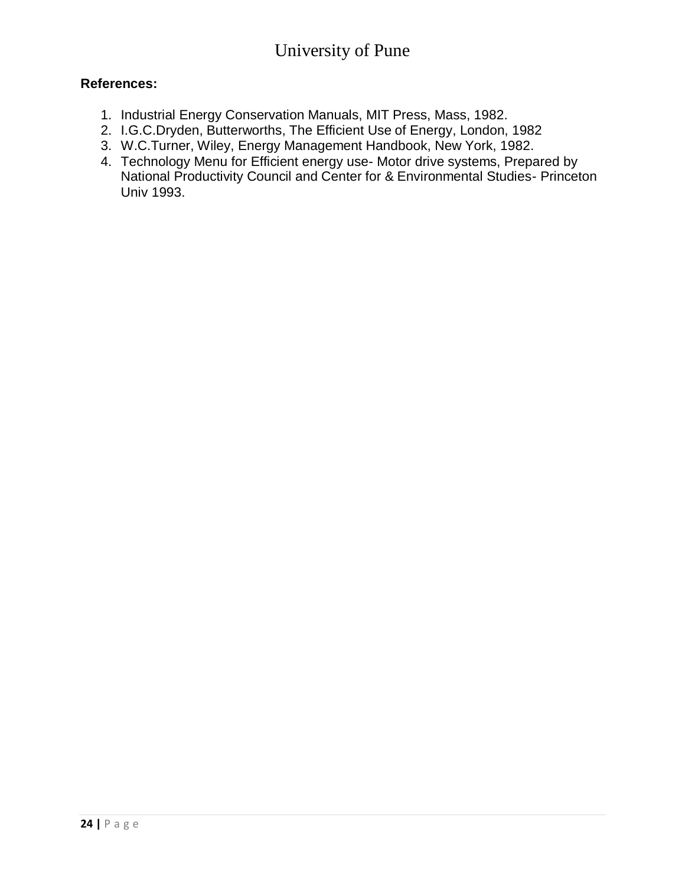**References:**

1. Industrial Energy Conservation Manuals, MIT Press, Mass, 1982.
2. I.G.C.Dryden, Butterworths, The Efficient Use of Energy, London, 1982
3. W.C.Turner, Wiley, Energy Management Handbook, New York, 1982.
4. Technology Menu for Efficient energy use- Motor drive systems, Prepared by National Productivity Council and Center for & Environmental Studies- Princeton Univ 1993.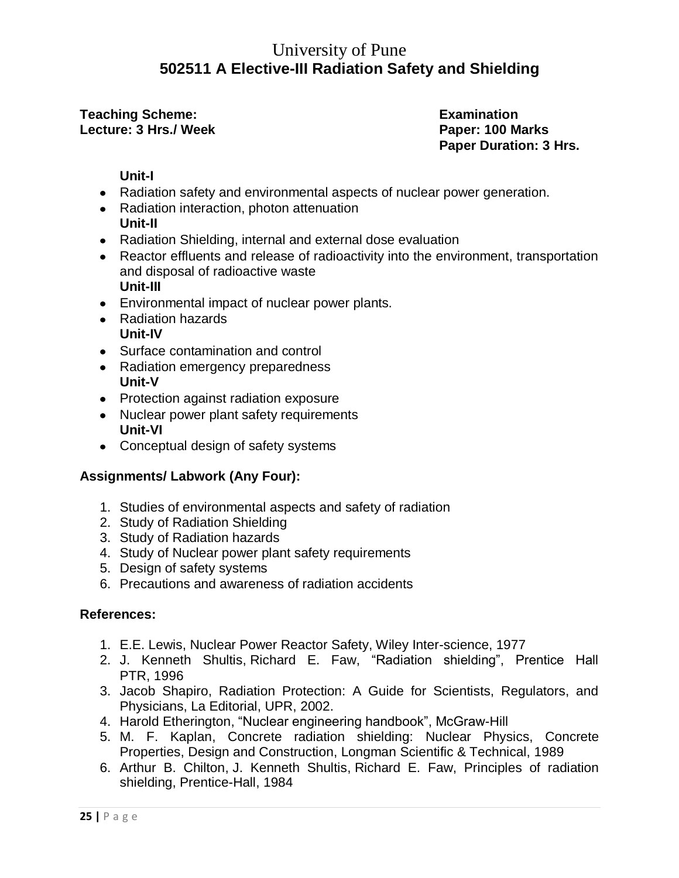# University of Pune

## 502511 A Elective-III Radiation Safety and Shielding

**Teaching Scheme:**
**Lecture: 3 Hrs./ Week**

**Examination**
**Paper: 100 Marks**
**Paper Duration: 3 Hrs.**

**Unit-I**

- Radiation safety and environmental aspects of nuclear power generation.
- Radiation interaction, photon attenuation

**Unit-II**

- Radiation Shielding, internal and external dose evaluation
- Reactor effluents and release of radioactivity into the environment, transportation and disposal of radioactive waste

**Unit-III**

- Environmental impact of nuclear power plants.
- Radiation hazards

**Unit-IV**

- Surface contamination and control
- Radiation emergency preparedness

**Unit-V**

- Protection against radiation exposure
- Nuclear power plant safety requirements

**Unit-VI**

- Conceptual design of safety systems

**Assignments/ Labwork (Any Four):**

1. Studies of environmental aspects and safety of radiation
2. Study of Radiation Shielding
3. Study of Radiation hazards
4. Study of Nuclear power plant safety requirements
5. Design of safety systems
6. Precautions and awareness of radiation accidents

**References:**

1. E.E. Lewis, Nuclear Power Reactor Safety, Wiley Inter-science, 1977
2. J. Kenneth Shultis, Richard E. Faw, "Radiation shielding", Prentice Hall PTR, 1996
3. Jacob Shapiro, Radiation Protection: A Guide for Scientists, Regulators, and Physicians, La Editorial, UPR, 2002.
4. Harold Etherington, "Nuclear engineering handbook", McGraw-Hill
5. M. F. Kaplan, Concrete radiation shielding: Nuclear Physics, Concrete Properties, Design and Construction, Longman Scientific & Technical, 1989
6. Arthur B. Chilton, J. Kenneth Shultis, Richard E. Faw, Principles of radiation shielding, Prentice-Hall, 1984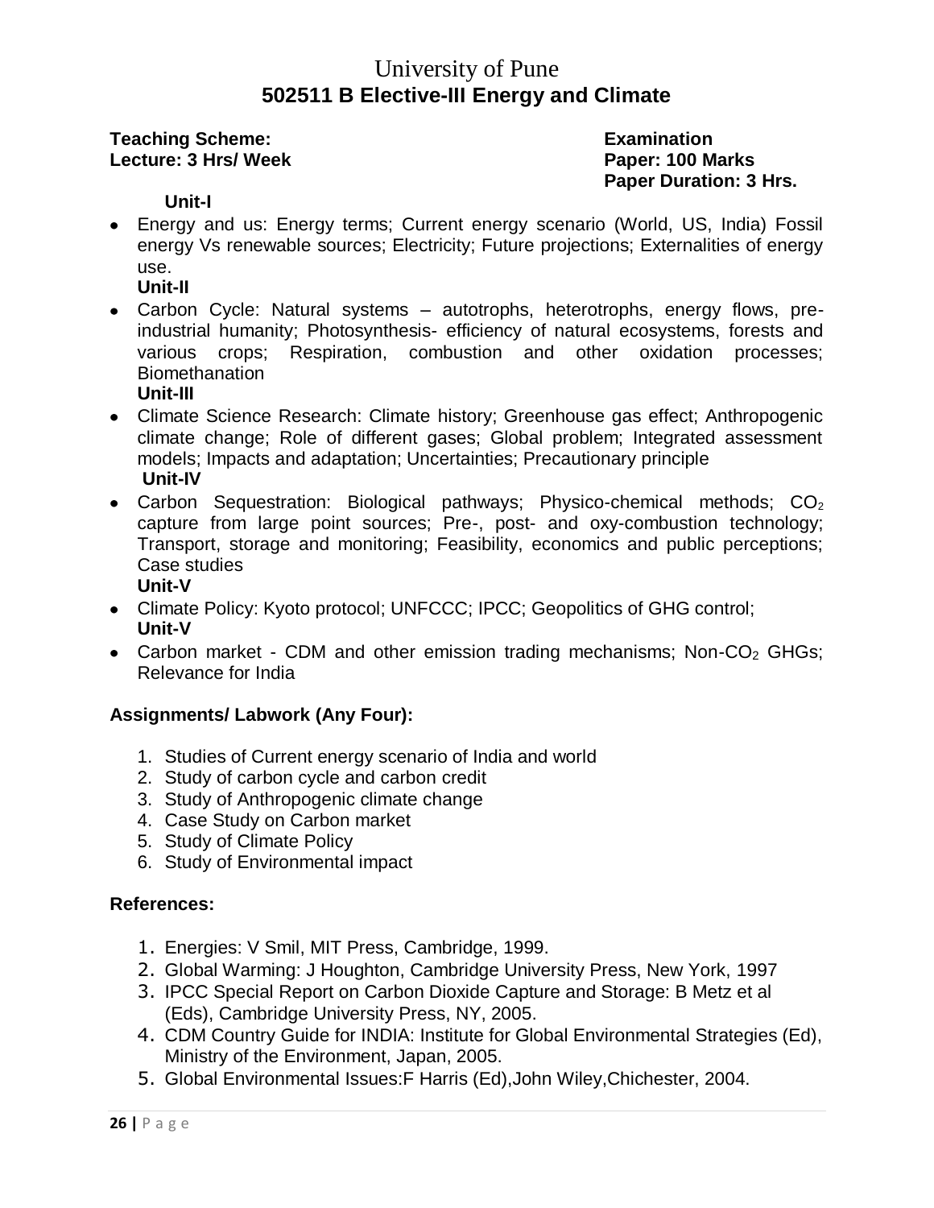# University of Pune

## 502511 B Elective-III Energy and Climate

**Teaching Scheme:**
**Lecture: 3 Hrs/ Week**

**Examination**
**Paper: 100 Marks**
**Paper Duration: 3 Hrs.**

**Unit-I**

- Energy and us: Energy terms; Current energy scenario (World, US, India) Fossil energy Vs renewable sources; Electricity; Future projections; Externalities of energy use.

**Unit-II**

- Carbon Cycle: Natural systems – autotrophs, heterotrophs, energy flows, pre-industrial humanity; Photosynthesis- efficiency of natural ecosystems, forests and various crops; Respiration, combustion and other oxidation processes; Biomethanation

**Unit-III**

- Climate Science Research: Climate history; Greenhouse gas effect; Anthropogenic climate change; Role of different gases; Global problem; Integrated assessment models; Impacts and adaptation; Uncertainties; Precautionary principle

**Unit-IV**

- Carbon Sequestration: Biological pathways; Physico-chemical methods; $CO_2$ capture from large point sources; Pre-, post- and oxy-combustion technology; Transport, storage and monitoring; Feasibility, economics and public perceptions; Case studies

**Unit-V**

- Climate Policy: Kyoto protocol; UNFCCC; IPCC; Geopolitics of GHG control;

**Unit-V**

- Carbon market - CDM and other emission trading mechanisms; Non-$CO_2$ GHGs; Relevance for India

**Assignments/ Labwork (Any Four):**

1. Studies of Current energy scenario of India and world
2. Study of carbon cycle and carbon credit
3. Study of Anthropogenic climate change
4. Case Study on Carbon market
5. Study of Climate Policy
6. Study of Environmental impact

**References:**

1. Energies: V Smil, MIT Press, Cambridge, 1999.
2. Global Warming: J Houghton, Cambridge University Press, New York, 1997
3. IPCC Special Report on Carbon Dioxide Capture and Storage: B Metz et al (Eds), Cambridge University Press, NY, 2005.
4. CDM Country Guide for INDIA: Institute for Global Environmental Strategies (Ed), Ministry of the Environment, Japan, 2005.
5. Global Environmental Issues:F Harris (Ed),John Wiley,Chichester, 2004.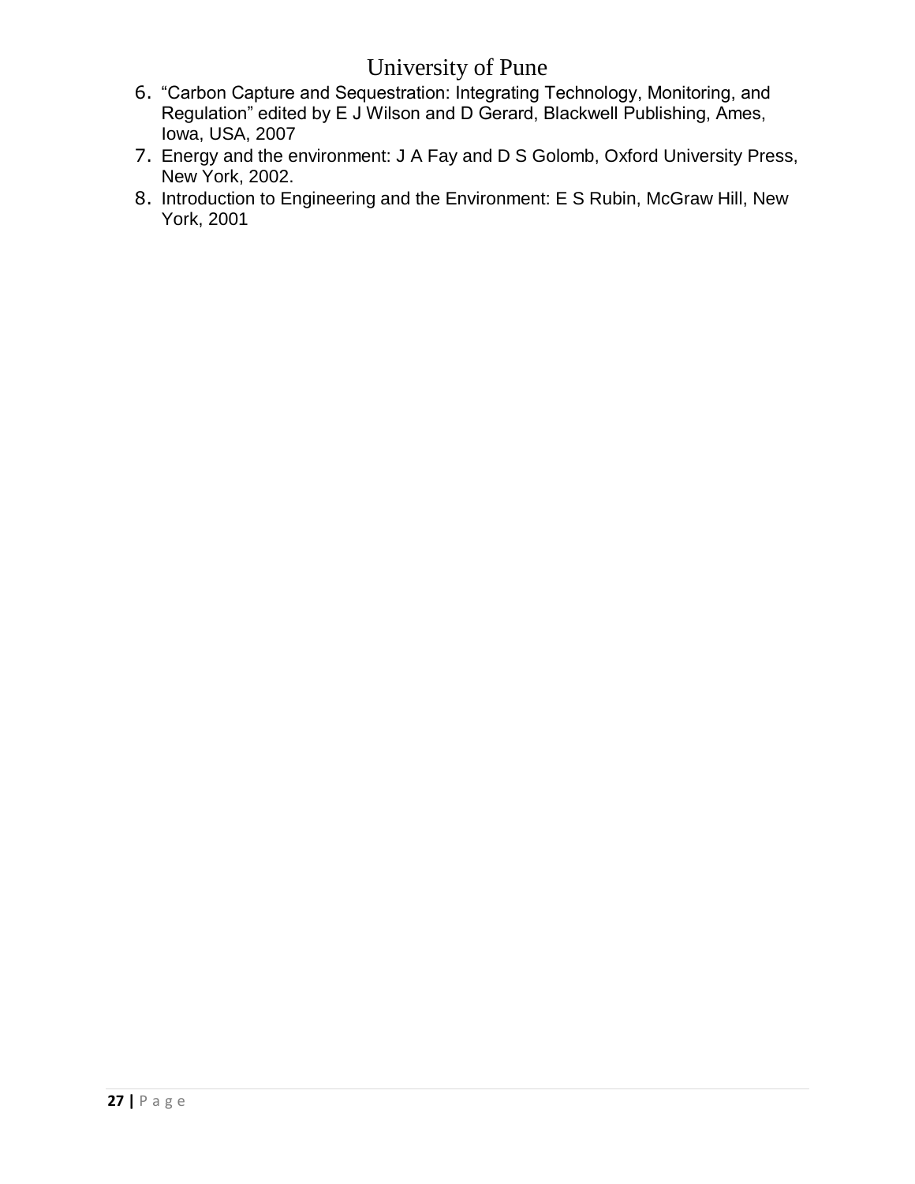6. "Carbon Capture and Sequestration: Integrating Technology, Monitoring, and Regulation" edited by E J Wilson and D Gerard, Blackwell Publishing, Ames, Iowa, USA, 2007
7. Energy and the environment: J A Fay and D S Golomb, Oxford University Press, New York, 2002.
8. Introduction to Engineering and the Environment: E S Rubin, McGraw Hill, New York, 2001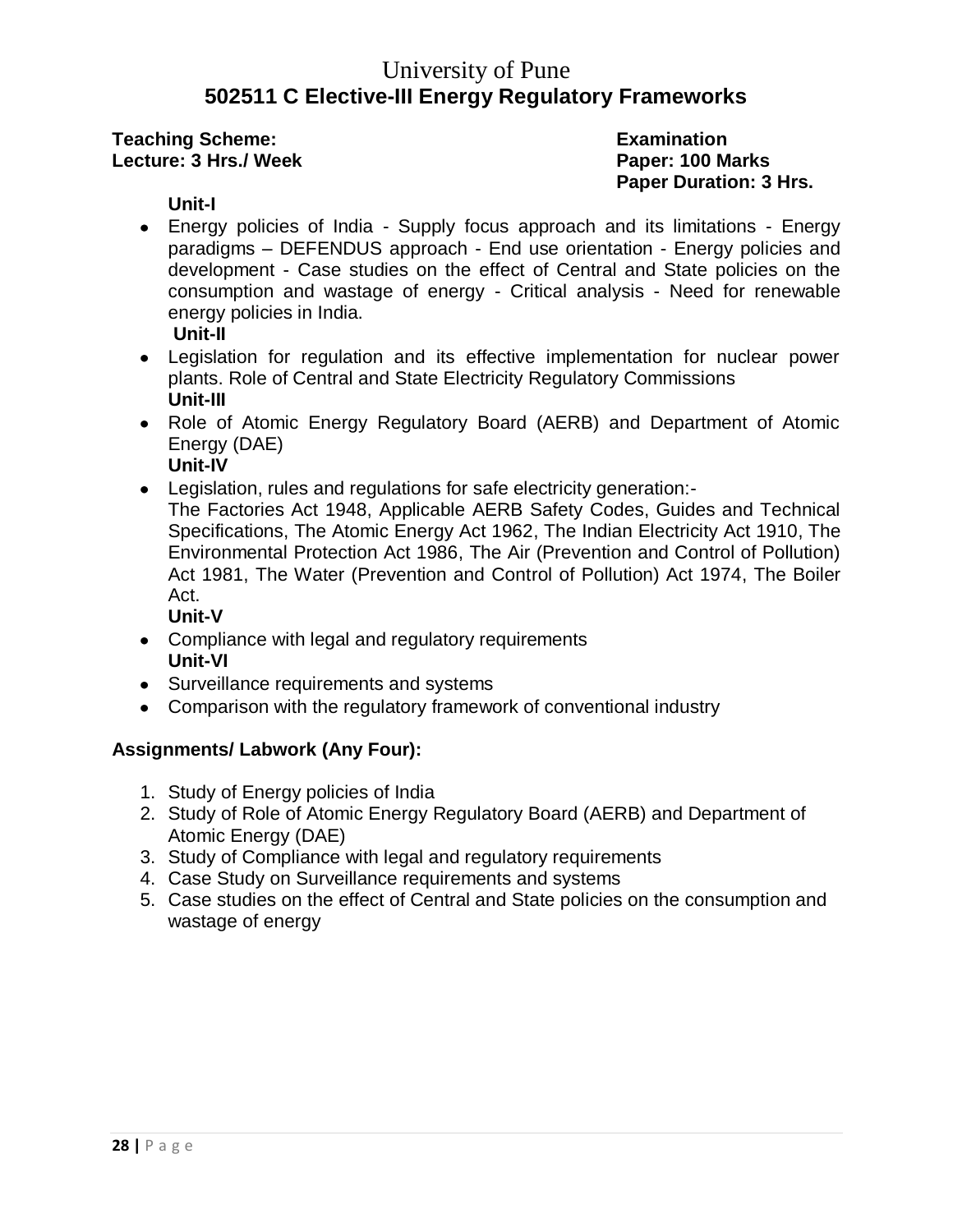# University of Pune

## 502511 C Elective-III Energy Regulatory Frameworks

**Teaching Scheme:**
**Lecture: 3 Hrs./ Week**

**Examination**
**Paper: 100 Marks**
**Paper Duration: 3 Hrs.**

**Unit-I**

- Energy policies of India - Supply focus approach and its limitations - Energy paradigms – DEFENDUS approach - End use orientation - Energy policies and development - Case studies on the effect of Central and State policies on the consumption and wastage of energy - Critical analysis - Need for renewable energy policies in India.

**Unit-II**

- Legislation for regulation and its effective implementation for nuclear power plants. Role of Central and State Electricity Regulatory Commissions

**Unit-III**

- Role of Atomic Energy Regulatory Board (AERB) and Department of Atomic Energy (DAE)

**Unit-IV**

- Legislation, rules and regulations for safe electricity generation:-
  The Factories Act 1948, Applicable AERB Safety Codes, Guides and Technical Specifications, The Atomic Energy Act 1962, The Indian Electricity Act 1910, The Environmental Protection Act 1986, The Air (Prevention and Control of Pollution) Act 1981, The Water (Prevention and Control of Pollution) Act 1974, The Boiler Act.

**Unit-V**

- Compliance with legal and regulatory requirements

**Unit-VI**

- Surveillance requirements and systems
- Comparison with the regulatory framework of conventional industry

**Assignments/ Labwork (Any Four):**

1. Study of Energy policies of India
2. Study of Role of Atomic Energy Regulatory Board (AERB) and Department of Atomic Energy (DAE)
3. Study of Compliance with legal and regulatory requirements
4. Case Study on Surveillance requirements and systems
5. Case studies on the effect of Central and State policies on the consumption and wastage of energy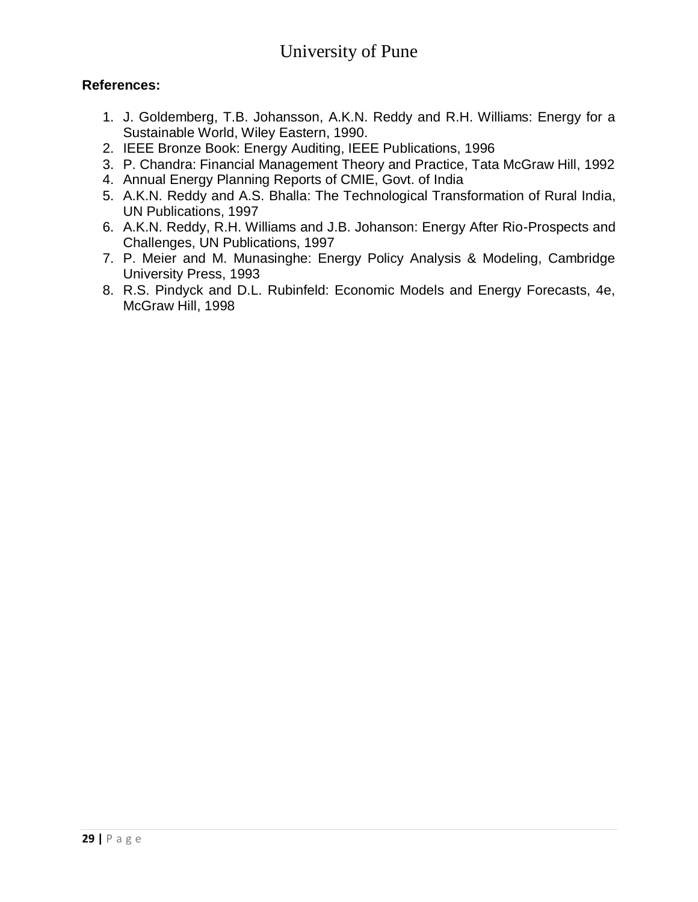**References:**

1. J. Goldemberg, T.B. Johansson, A.K.N. Reddy and R.H. Williams: Energy for a Sustainable World, Wiley Eastern, 1990.
2. IEEE Bronze Book: Energy Auditing, IEEE Publications, 1996
3. P. Chandra: Financial Management Theory and Practice, Tata McGraw Hill, 1992
4. Annual Energy Planning Reports of CMIE, Govt. of India
5. A.K.N. Reddy and A.S. Bhalla: The Technological Transformation of Rural India, UN Publications, 1997
6. A.K.N. Reddy, R.H. Williams and J.B. Johanson: Energy After Rio-Prospects and Challenges, UN Publications, 1997
7. P. Meier and M. Munasinghe: Energy Policy Analysis & Modeling, Cambridge University Press, 1993
8. R.S. Pindyck and D.L. Rubinfeld: Economic Models and Energy Forecasts, 4e, McGraw Hill, 1998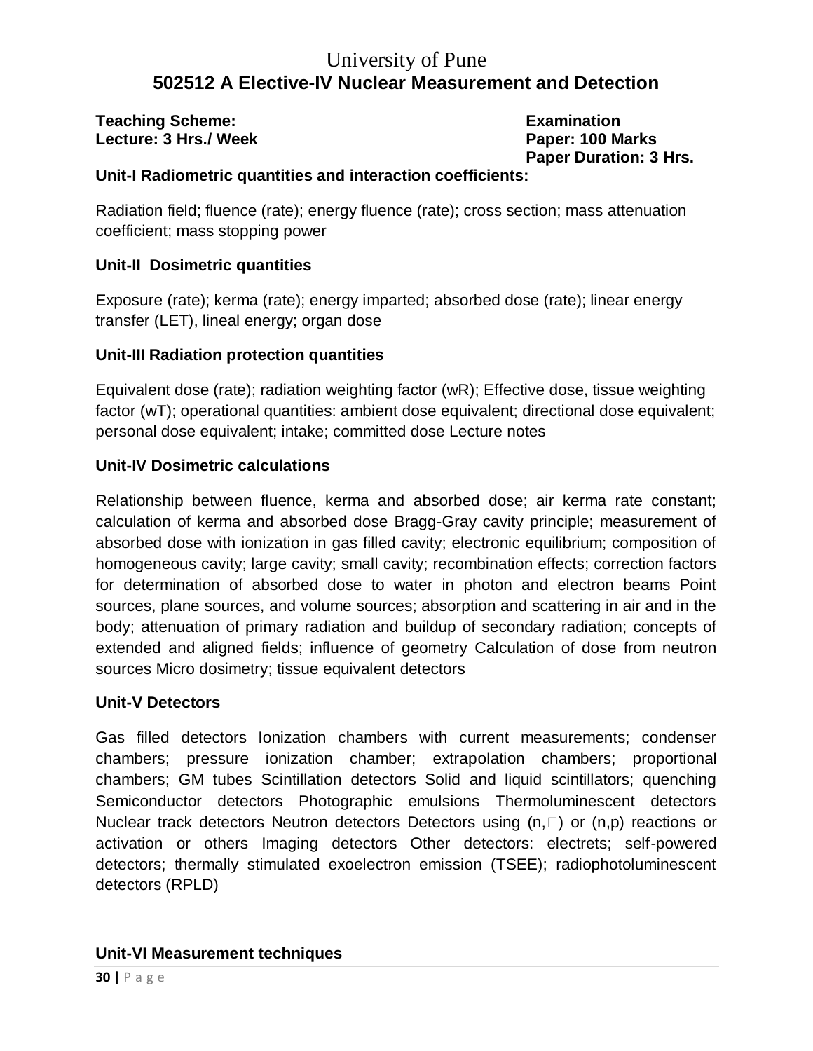University of Pune

# 502512 A Elective-IV Nuclear Measurement and Detection

**Teaching Scheme:**
**Lecture: 3 Hrs./ Week**

**Examination**
**Paper: 100 Marks**
**Paper Duration: 3 Hrs.**

### Unit-I Radiometric quantities and interaction coefficients:

Radiation field; fluence (rate); energy fluence (rate); cross section; mass attenuation coefficient; mass stopping power

### Unit-II Dosimetric quantities

Exposure (rate); kerma (rate); energy imparted; absorbed dose (rate); linear energy transfer (LET), lineal energy; organ dose

### Unit-III Radiation protection quantities

Equivalent dose (rate); radiation weighting factor (wR); Effective dose, tissue weighting factor (wT); operational quantities: ambient dose equivalent; directional dose equivalent; personal dose equivalent; intake; committed dose Lecture notes

### Unit-IV Dosimetric calculations

Relationship between fluence, kerma and absorbed dose; air kerma rate constant; calculation of kerma and absorbed dose Bragg-Gray cavity principle; measurement of absorbed dose with ionization in gas filled cavity; electronic equilibrium; composition of homogeneous cavity; large cavity; small cavity; recombination effects; correction factors for determination of absorbed dose to water in photon and electron beams Point sources, plane sources, and volume sources; absorption and scattering in air and in the body; attenuation of primary radiation and buildup of secondary radiation; concepts of extended and aligned fields; influence of geometry Calculation of dose from neutron sources Micro dosimetry; tissue equivalent detectors

### Unit-V Detectors

Gas filled detectors Ionization chambers with current measurements; condenser chambers; pressure ionization chamber; extrapolation chambers; proportional chambers; GM tubes Scintillation detectors Solid and liquid scintillators; quenching Semiconductor detectors Photographic emulsions Thermoluminescent detectors Nuclear track detectors Neutron detectors Detectors using (n,) or (n,p) reactions or activation or others Imaging detectors Other detectors: electrets; self-powered detectors; thermally stimulated exoelectron emission (TSEE); radiophotoluminescent detectors (RPLD)

### Unit-VI Measurement techniques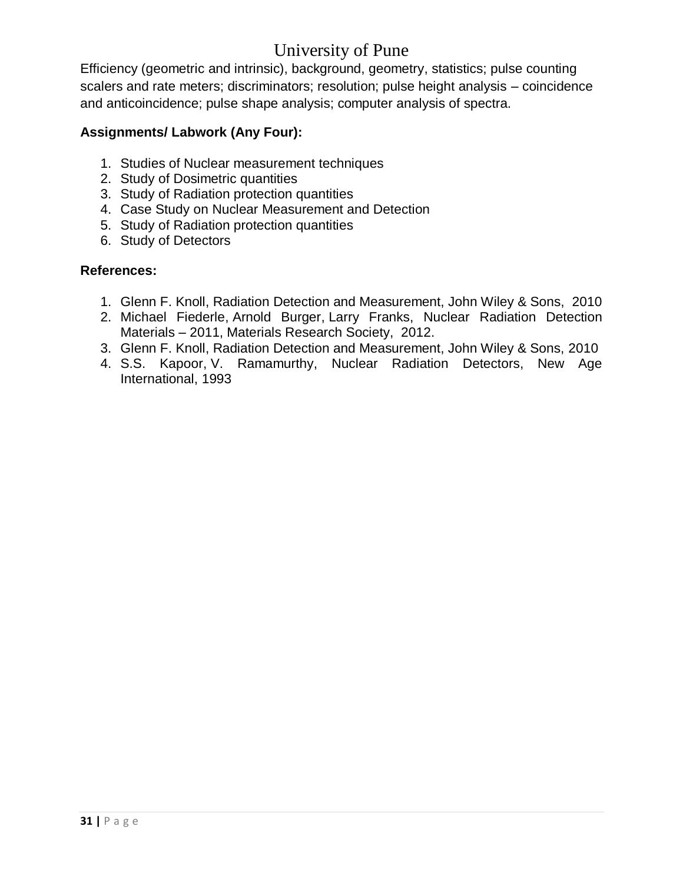Efficiency (geometric and intrinsic), background, geometry, statistics; pulse counting scalers and rate meters; discriminators; resolution; pulse height analysis – coincidence and anticoincidence; pulse shape analysis; computer analysis of spectra.

**Assignments/ Labwork (Any Four):**

1. Studies of Nuclear measurement techniques
2. Study of Dosimetric quantities
3. Study of Radiation protection quantities
4. Case Study on Nuclear Measurement and Detection
5. Study of Radiation protection quantities
6. Study of Detectors

**References:**

1. Glenn F. Knoll, Radiation Detection and Measurement, John Wiley & Sons, 2010
2. Michael Fiederle, Arnold Burger, Larry Franks, Nuclear Radiation Detection Materials – 2011, Materials Research Society, 2012.
3. Glenn F. Knoll, Radiation Detection and Measurement, John Wiley & Sons, 2010
4. S.S. Kapoor, V. Ramamurthy, Nuclear Radiation Detectors, New Age International, 1993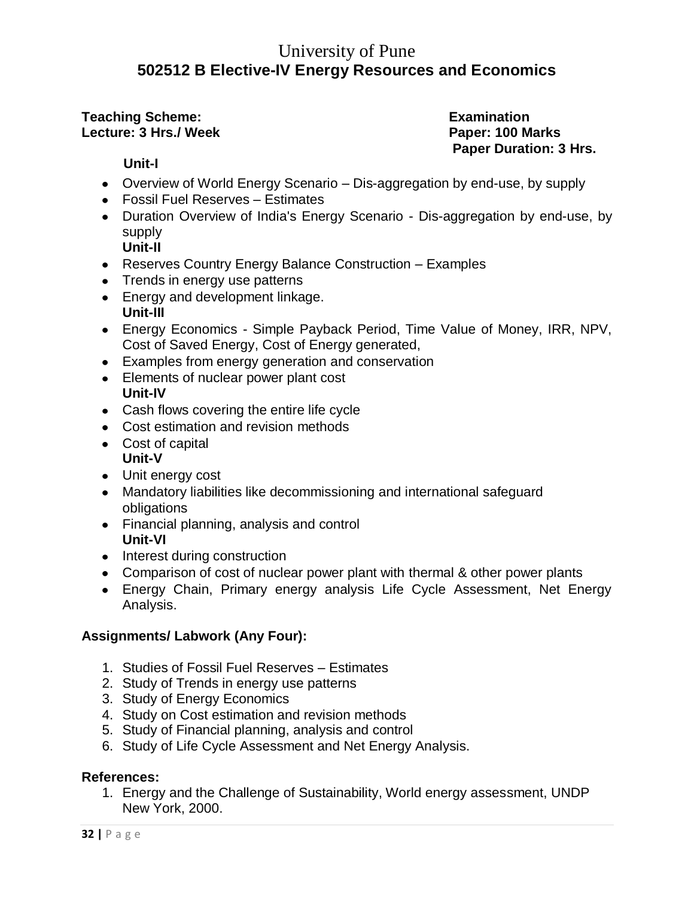# University of Pune

## 502512 B Elective-IV Energy Resources and Economics

**Teaching Scheme:**
**Lecture: 3 Hrs./ Week**

**Examination**
**Paper: 100 Marks**
**Paper Duration: 3 Hrs.**

**Unit-I**

- Overview of World Energy Scenario – Dis-aggregation by end-use, by supply
- Fossil Fuel Reserves – Estimates
- Duration Overview of India's Energy Scenario - Dis-aggregation by end-use, by supply

**Unit-II**

- Reserves Country Energy Balance Construction – Examples
- Trends in energy use patterns
- Energy and development linkage.

**Unit-III**

- Energy Economics - Simple Payback Period, Time Value of Money, IRR, NPV, Cost of Saved Energy, Cost of Energy generated,
- Examples from energy generation and conservation
- Elements of nuclear power plant cost

**Unit-IV**

- Cash flows covering the entire life cycle
- Cost estimation and revision methods
- Cost of capital

**Unit-V**

- Unit energy cost
- Mandatory liabilities like decommissioning and international safeguard obligations
- Financial planning, analysis and control

**Unit-VI**

- Interest during construction
- Comparison of cost of nuclear power plant with thermal & other power plants
- Energy Chain, Primary energy analysis Life Cycle Assessment, Net Energy Analysis.

### Assignments/ Labwork (Any Four):

1. Studies of Fossil Fuel Reserves – Estimates
2. Study of Trends in energy use patterns
3. Study of Energy Economics
4. Study on Cost estimation and revision methods
5. Study of Financial planning, analysis and control
6. Study of Life Cycle Assessment and Net Energy Analysis.

### References:

1. Energy and the Challenge of Sustainability, World energy assessment, UNDP New York, 2000.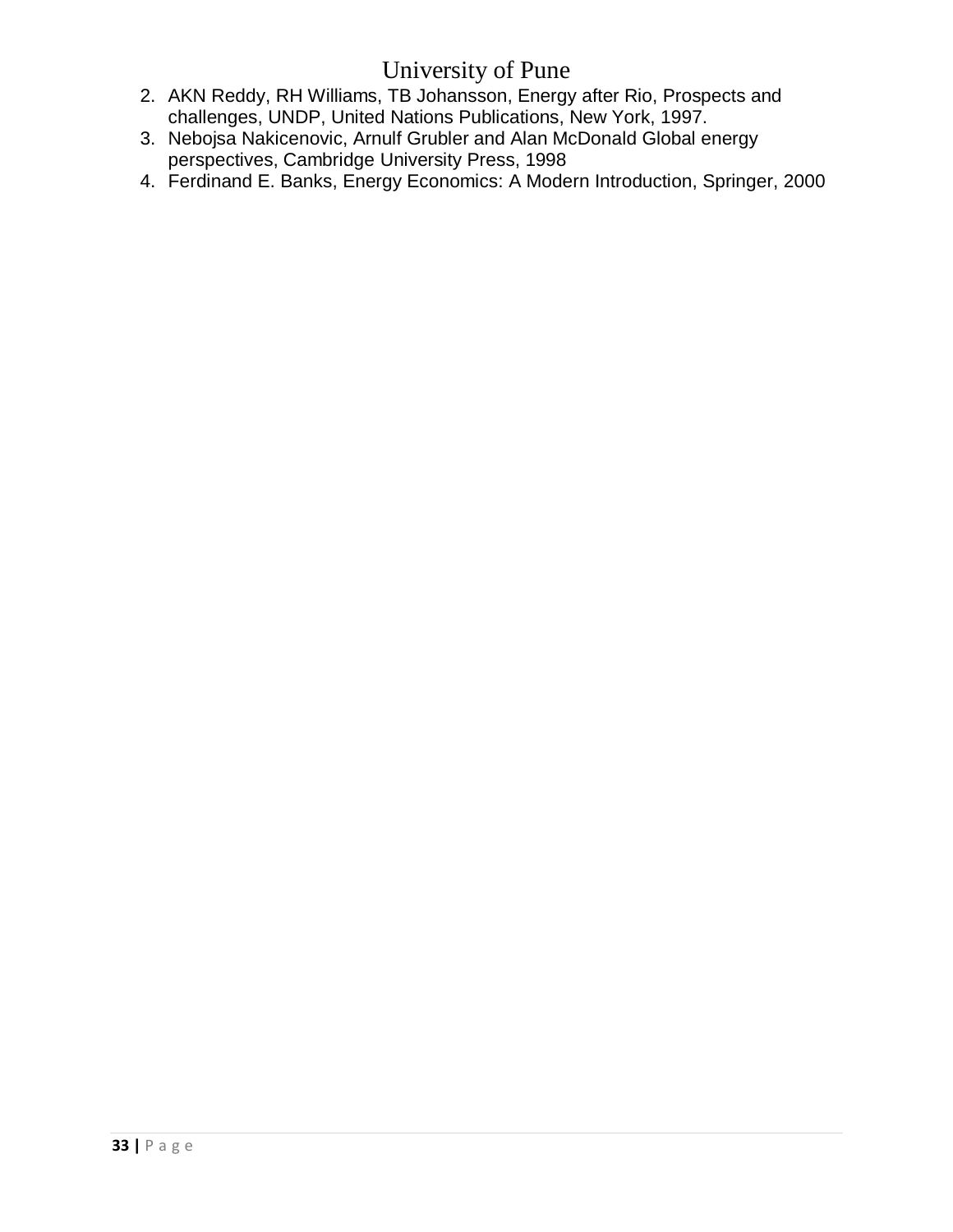2. AKN Reddy, RH Williams, TB Johansson, Energy after Rio, Prospects and challenges, UNDP, United Nations Publications, New York, 1997.
3. Nebojsa Nakicenovic, Arnulf Grubler and Alan McDonald Global energy perspectives, Cambridge University Press, 1998
4. Ferdinand E. Banks, Energy Economics: A Modern Introduction, Springer, 2000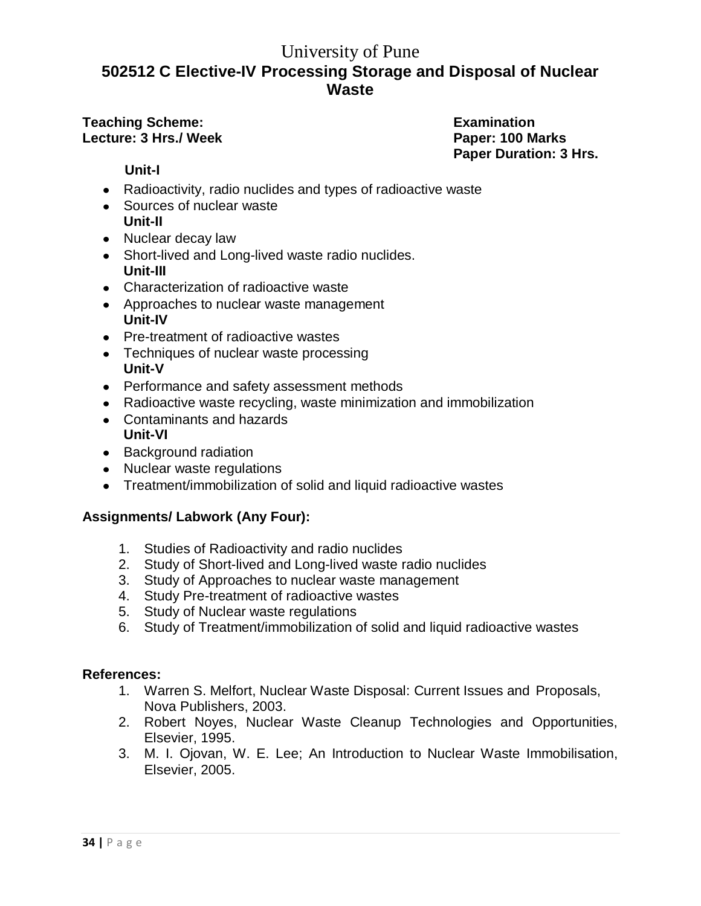# University of Pune

## 502512 C Elective-IV Processing Storage and Disposal of Nuclear Waste

**Teaching Scheme:**
**Lecture: 3 Hrs./ Week**

**Examination**
**Paper: 100 Marks**
**Paper Duration: 3 Hrs.**

**Unit-I**

- Radioactivity, radio nuclides and types of radioactive waste
- Sources of nuclear waste

**Unit-II**

- Nuclear decay law
- Short-lived and Long-lived waste radio nuclides.

**Unit-III**

- Characterization of radioactive waste
- Approaches to nuclear waste management

**Unit-IV**

- Pre-treatment of radioactive wastes
- Techniques of nuclear waste processing

**Unit-V**

- Performance and safety assessment methods
- Radioactive waste recycling, waste minimization and immobilization
- Contaminants and hazards

**Unit-VI**

- Background radiation
- Nuclear waste regulations
- Treatment/immobilization of solid and liquid radioactive wastes

**Assignments/ Labwork (Any Four):**

1. Studies of Radioactivity and radio nuclides
2. Study of Short-lived and Long-lived waste radio nuclides
3. Study of Approaches to nuclear waste management
4. Study Pre-treatment of radioactive wastes
5. Study of Nuclear waste regulations
6. Study of Treatment/immobilization of solid and liquid radioactive wastes

**References:**

1. Warren S. Melfort, Nuclear Waste Disposal: Current Issues and Proposals, Nova Publishers, 2003.
2. Robert Noyes, Nuclear Waste Cleanup Technologies and Opportunities, Elsevier, 1995.
3. M. I. Ojovan, W. E. Lee; An Introduction to Nuclear Waste Immobilisation, Elsevier, 2005.